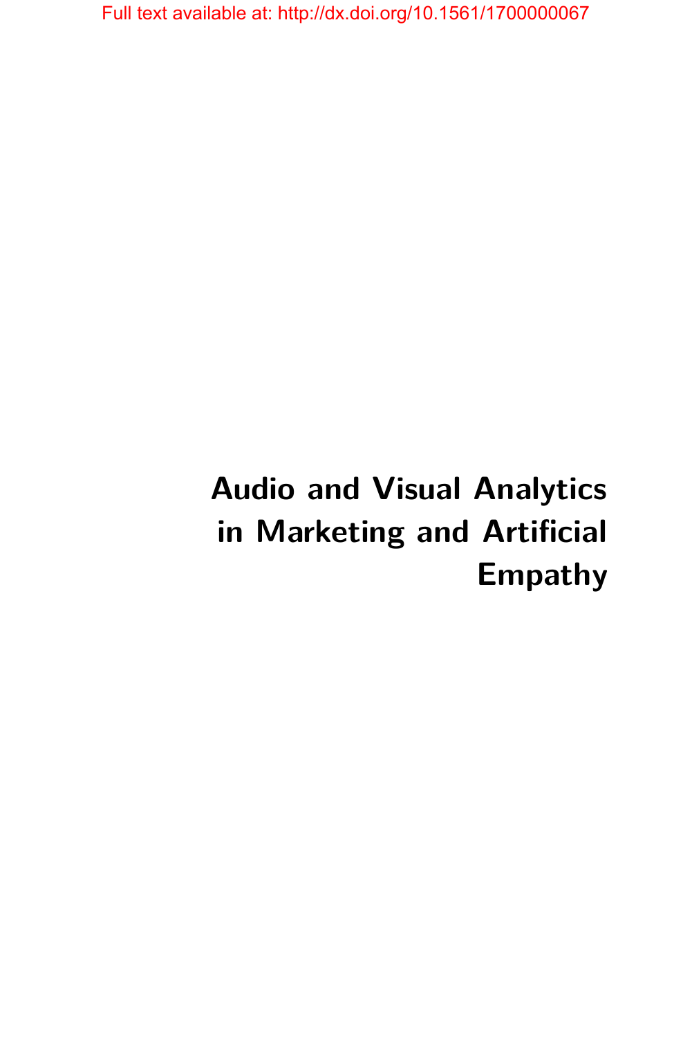Full text available at: http://dx.doi.org/10.1561/1700000067

# Audio and Visual Analytics in Marketing and Artificial Empathy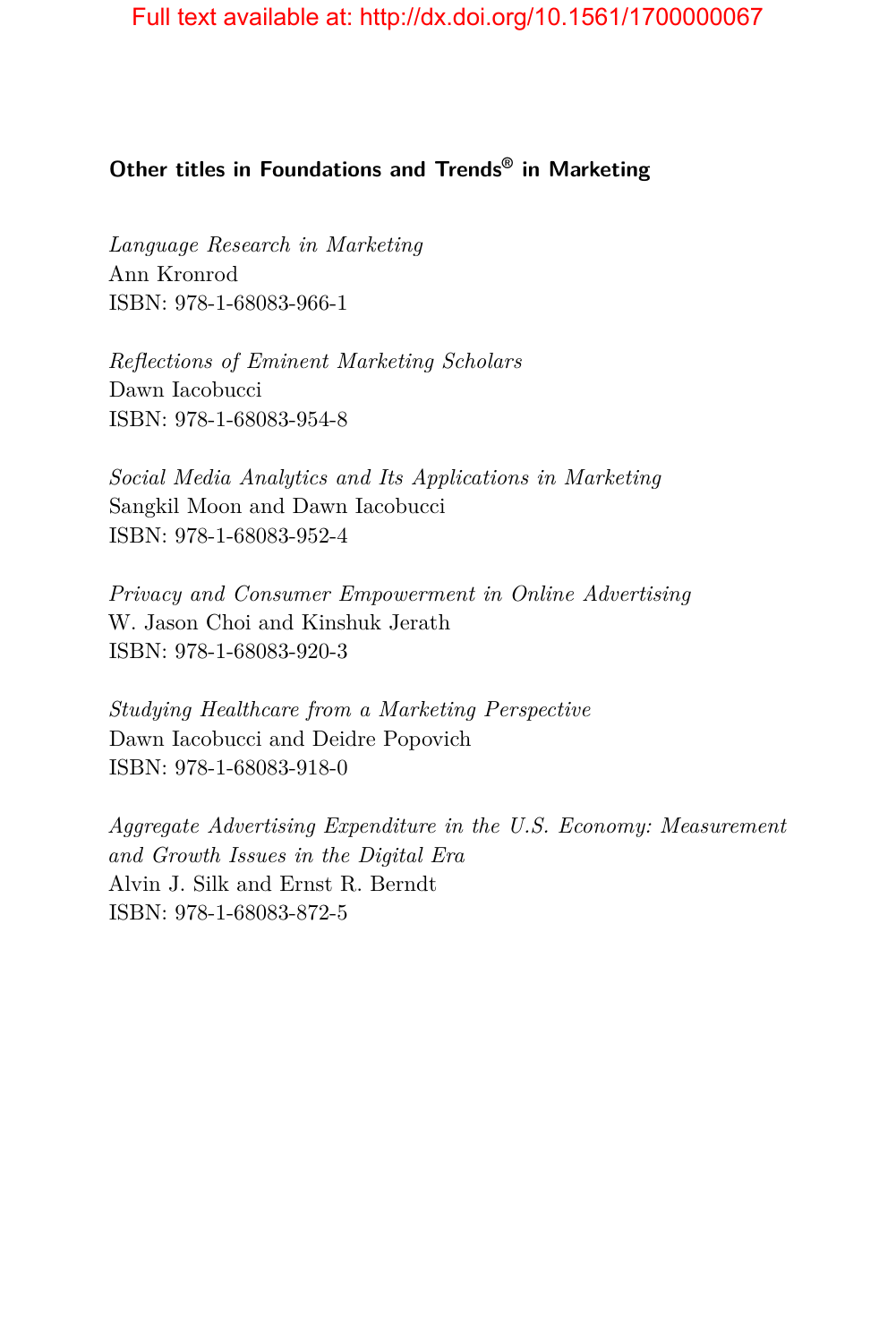## Other titles in Foundations and Trends® in Marketing

*Language Research in Marketing*
Ann Kronrod
ISBN: 978-1-68083-966-1

*Reflections of Eminent Marketing Scholars*
Dawn Iacobucci
ISBN: 978-1-68083-954-8

*Social Media Analytics and Its Applications in Marketing*
Sangkil Moon and Dawn Iacobucci
ISBN: 978-1-68083-952-4

*Privacy and Consumer Empowerment in Online Advertising*
W. Jason Choi and Kinshuk Jerath
ISBN: 978-1-68083-920-3

*Studying Healthcare from a Marketing Perspective*
Dawn Iacobucci and Deidre Popovich
ISBN: 978-1-68083-918-0

*Aggregate Advertising Expenditure in the U.S. Economy: Measurement and Growth Issues in the Digital Era*
Alvin J. Silk and Ernst R. Berndt
ISBN: 978-1-68083-872-5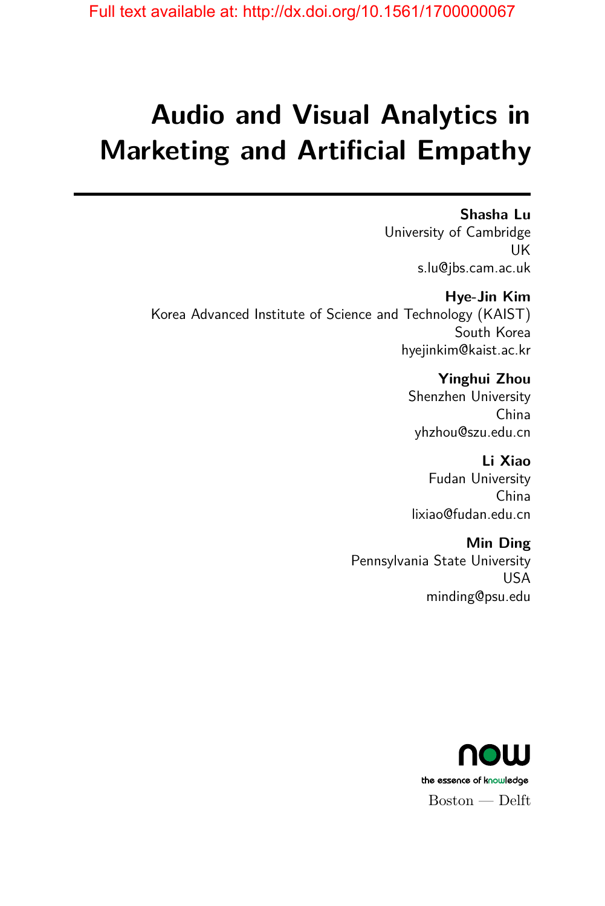# Audio and Visual Analytics in Marketing and Artificial Empathy

**Shasha Lu**
University of Cambridge
UK
s.lu@jbs.cam.ac.uk

**Hye-Jin Kim**
Korea Advanced Institute of Science and Technology (KAIST)
South Korea
hyejinkim@kaist.ac.kr

**Yinghui Zhou**
Shenzhen University
China
yhzhou@szu.edu.cn

**Li Xiao**
Fudan University
China
lixiao@fudan.edu.cn

**Min Ding**
Pennsylvania State University
USA
minding@psu.edu

now
the essence of knowledge
Boston — Delft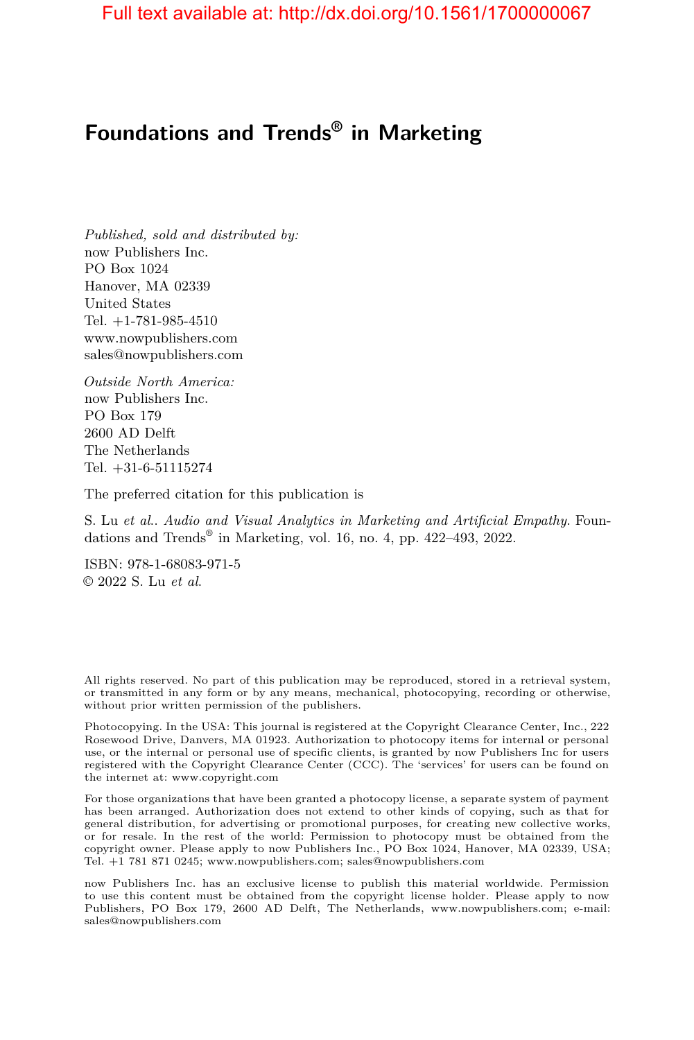# Foundations and Trends® in Marketing

*Published, sold and distributed by:*
now Publishers Inc.
PO Box 1024
Hanover, MA 02339
United States
Tel. +1-781-985-4510
www.nowpublishers.com
sales@nowpublishers.com

*Outside North America:*
now Publishers Inc.
PO Box 179
2600 AD Delft
The Netherlands
Tel. +31-6-51115274

The preferred citation for this publication is

S. Lu *et al.*. *Audio and Visual Analytics in Marketing and Artificial Empathy*. Foundations and Trends® in Marketing, vol. 16, no. 4, pp. 422–493, 2022.

ISBN: 978-1-68083-971-5
© 2022 S. Lu *et al.*

All rights reserved. No part of this publication may be reproduced, stored in a retrieval system, or transmitted in any form or by any means, mechanical, photocopying, recording or otherwise, without prior written permission of the publishers.

Photocopying. In the USA: This journal is registered at the Copyright Clearance Center, Inc., 222 Rosewood Drive, Danvers, MA 01923. Authorization to photocopy items for internal or personal use, or the internal or personal use of specific clients, is granted by now Publishers Inc for users registered with the Copyright Clearance Center (CCC). The 'services' for users can be found on the internet at: www.copyright.com

For those organizations that have been granted a photocopy license, a separate system of payment has been arranged. Authorization does not extend to other kinds of copying, such as that for general distribution, for advertising or promotional purposes, for creating new collective works, or for resale. In the rest of the world: Permission to photocopy must be obtained from the copyright owner. Please apply to now Publishers Inc., PO Box 1024, Hanover, MA 02339, USA; Tel. +1 781 871 0245; www.nowpublishers.com; sales@nowpublishers.com

now Publishers Inc. has an exclusive license to publish this material worldwide. Permission to use this content must be obtained from the copyright license holder. Please apply to now Publishers, PO Box 179, 2600 AD Delft, The Netherlands, www.nowpublishers.com; e-mail: sales@nowpublishers.com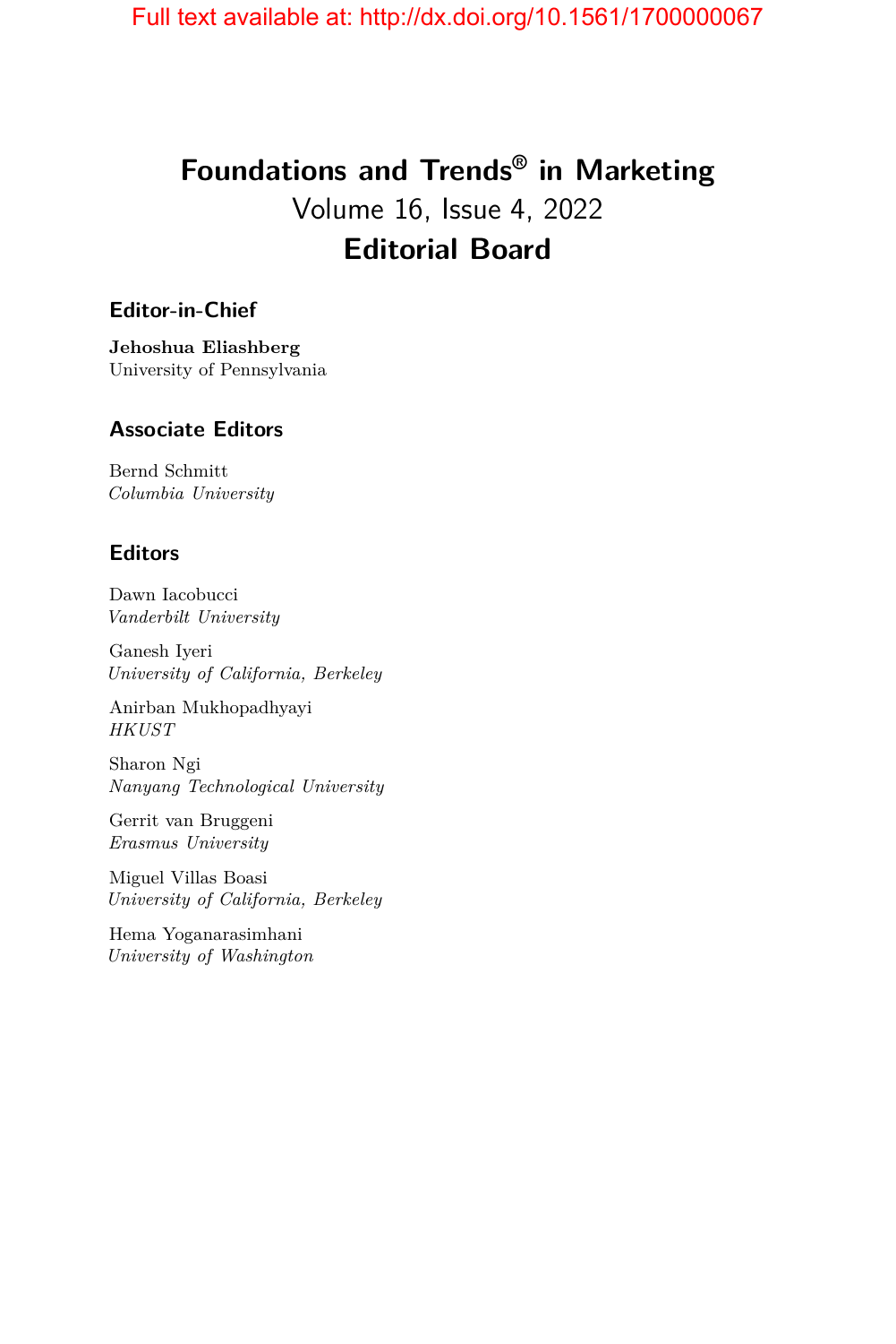# Foundations and Trends® in Marketing

Volume 16, Issue 4, 2022

## Editorial Board

### Editor-in-Chief

**Jehoshua Eliashberg**
University of Pennsylvania

### Associate Editors

Bernd Schmitt
*Columbia University*

### Editors

Dawn Iacobucci
*Vanderbilt University*

Ganesh Iyeri
*University of California, Berkeley*

Anirban Mukhopadhyayi
*HKUST*

Sharon Ngi
*Nanyang Technological University*

Gerrit van Bruggeni
*Erasmus University*

Miguel Villas Boasi
*University of California, Berkeley*

Hema Yoganarasimhani
*University of Washington*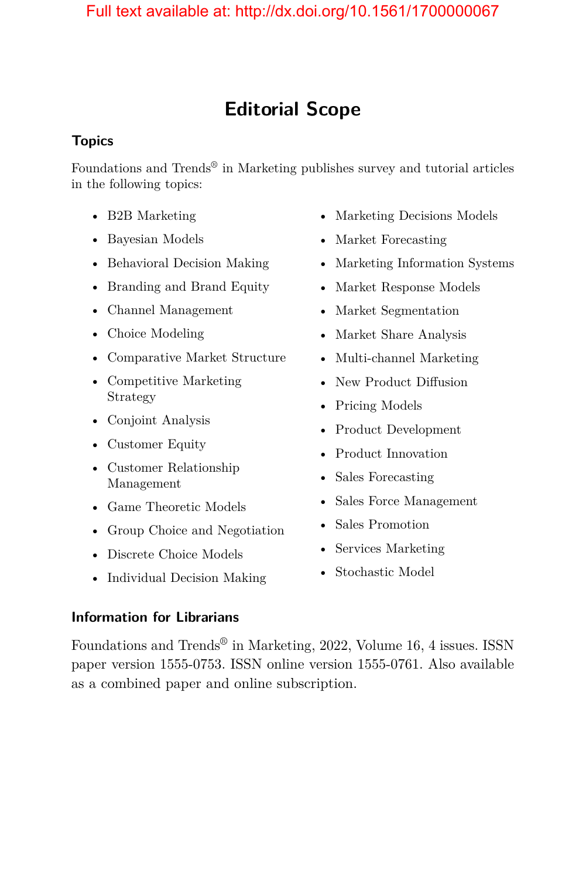# Editorial Scope

### Topics

Foundations and Trends® in Marketing publishes survey and tutorial articles in the following topics:

- B2B Marketing
- Bayesian Models
- Behavioral Decision Making
- Branding and Brand Equity
- Channel Management
- Choice Modeling
- Comparative Market Structure
- Competitive Marketing Strategy
- Conjoint Analysis
- Customer Equity
- Customer Relationship Management
- Game Theoretic Models
- Group Choice and Negotiation
- Discrete Choice Models
- Individual Decision Making
- Marketing Decisions Models
- Market Forecasting
- Marketing Information Systems
- Market Response Models
- Market Segmentation
- Market Share Analysis
- Multi-channel Marketing
- New Product Diffusion
- Pricing Models
- Product Development
- Product Innovation
- Sales Forecasting
- Sales Force Management
- Sales Promotion
- Services Marketing
- Stochastic Model

### Information for Librarians

Foundations and Trends® in Marketing, 2022, Volume 16, 4 issues. ISSN paper version 1555-0753. ISSN online version 1555-0761. Also available as a combined paper and online subscription.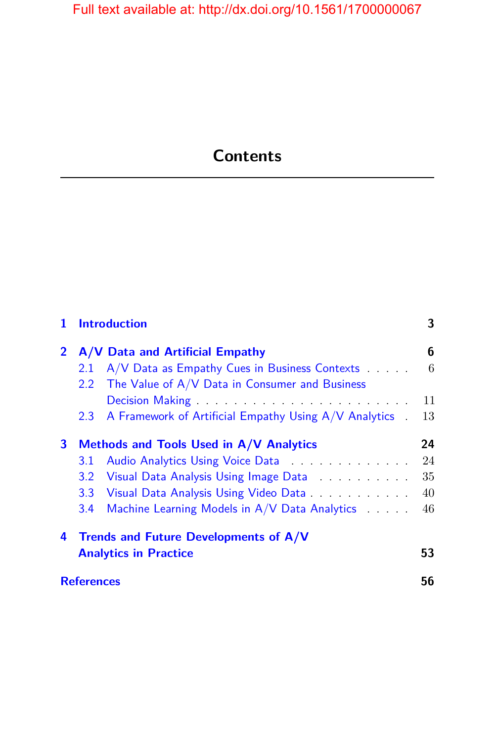# Contents

| | | |
|---|---|---|
| **1** | **Introduction** | **3** |
| **2** | **A/V Data and Artificial Empathy** | **6** |
| 2.1 | A/V Data as Empathy Cues in Business Contexts | 6 |
| 2.2 | The Value of A/V Data in Consumer and Business Decision Making | 11 |
| 2.3 | A Framework of Artificial Empathy Using A/V Analytics | 13 |
| **3** | **Methods and Tools Used in A/V Analytics** | **24** |
| 3.1 | Audio Analytics Using Voice Data | 24 |
| 3.2 | Visual Data Analysis Using Image Data | 35 |
| 3.3 | Visual Data Analysis Using Video Data | 40 |
| 3.4 | Machine Learning Models in A/V Data Analytics | 46 |
| **4** | **Trends and Future Developments of A/V Analytics in Practice** | **53** |
| | **References** | **56** |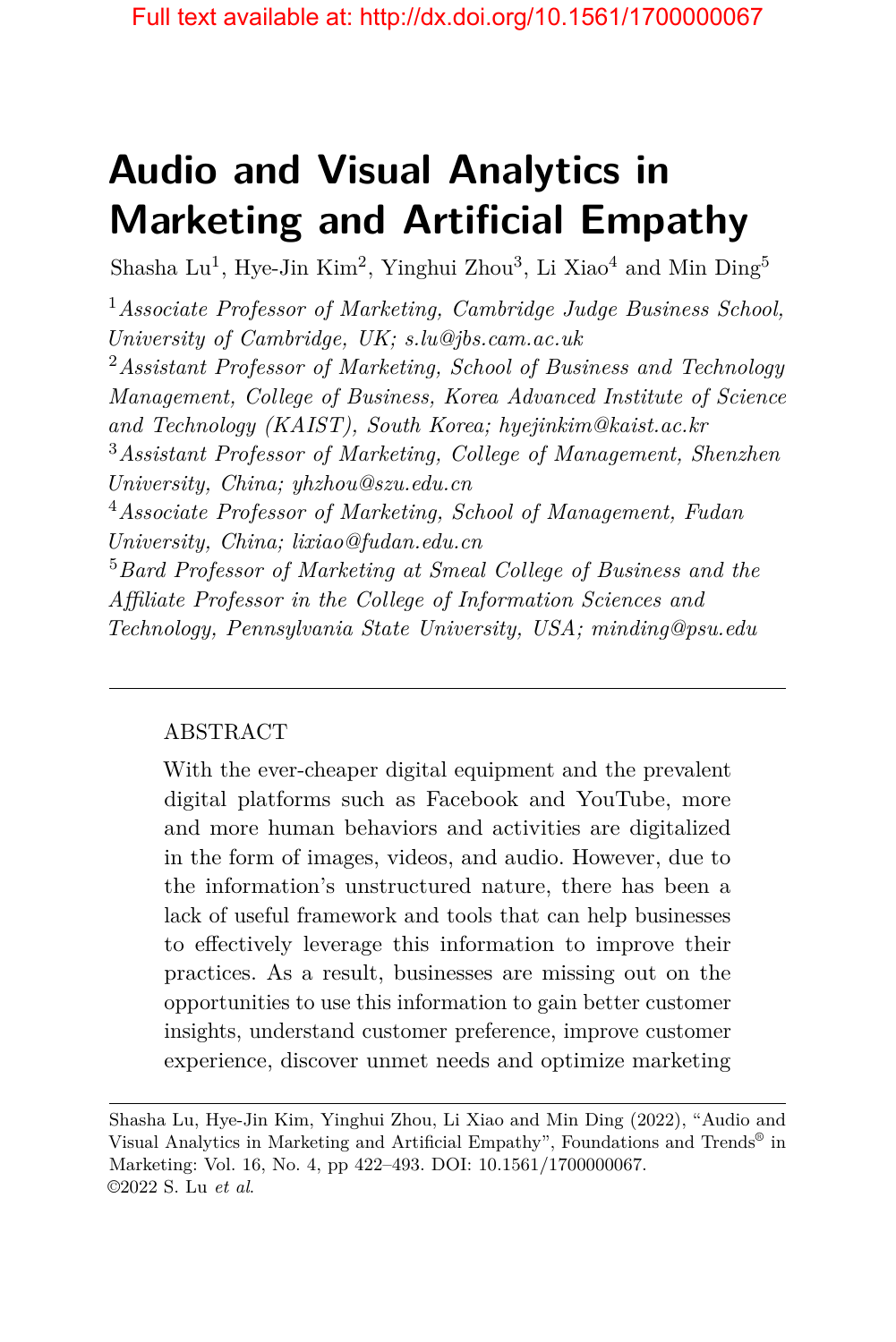# Audio and Visual Analytics in Marketing and Artificial Empathy

Shasha Lu[1], Hye-Jin Kim[2], Yinghui Zhou[3], Li Xiao[4] and Min Ding[5]

[1]*Associate Professor of Marketing, Cambridge Judge Business School, University of Cambridge, UK; s.lu@jbs.cam.ac.uk*

[2]*Assistant Professor of Marketing, School of Business and Technology Management, College of Business, Korea Advanced Institute of Science and Technology (KAIST), South Korea; hyejinkim@kaist.ac.kr*

[3]*Assistant Professor of Marketing, College of Management, Shenzhen University, China; yhzhou@szu.edu.cn*

[4]*Associate Professor of Marketing, School of Management, Fudan University, China; lixiao@fudan.edu.cn*

[5]*Bard Professor of Marketing at Smeal College of Business and the Affiliate Professor in the College of Information Sciences and Technology, Pennsylvania State University, USA; minding@psu.edu*

---

ABSTRACT

With the ever-cheaper digital equipment and the prevalent digital platforms such as Facebook and YouTube, more and more human behaviors and activities are digitalized in the form of images, videos, and audio. However, due to the information's unstructured nature, there has been a lack of useful framework and tools that can help businesses to effectively leverage this information to improve their practices. As a result, businesses are missing out on the opportunities to use this information to gain better customer insights, understand customer preference, improve customer experience, discover unmet needs and optimize marketing

---

Shasha Lu, Hye-Jin Kim, Yinghui Zhou, Li Xiao and Min Ding (2022), "Audio and Visual Analytics in Marketing and Artificial Empathy", Foundations and Trends® in Marketing: Vol. 16, No. 4, pp 422–493. DOI: 10.1561/1700000067.
©2022 S. Lu *et al*.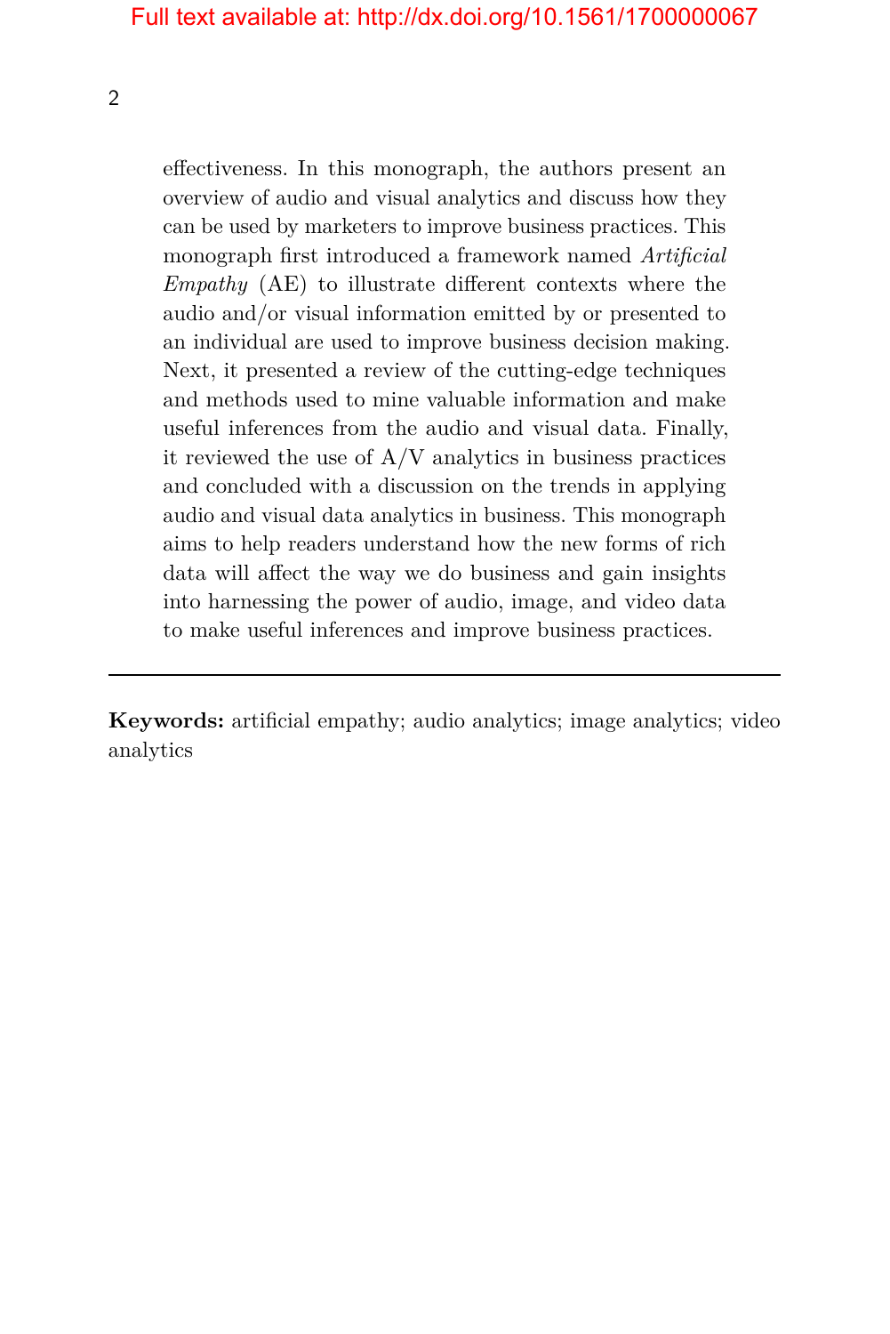effectiveness. In this monograph, the authors present an overview of audio and visual analytics and discuss how they can be used by marketers to improve business practices. This monograph first introduced a framework named *Artificial Empathy* (AE) to illustrate different contexts where the audio and/or visual information emitted by or presented to an individual are used to improve business decision making. Next, it presented a review of the cutting-edge techniques and methods used to mine valuable information and make useful inferences from the audio and visual data. Finally, it reviewed the use of A/V analytics in business practices and concluded with a discussion on the trends in applying audio and visual data analytics in business. This monograph aims to help readers understand how the new forms of rich data will affect the way we do business and gain insights into harnessing the power of audio, image, and video data to make useful inferences and improve business practices.

---

**Keywords:** artificial empathy; audio analytics; image analytics; video analytics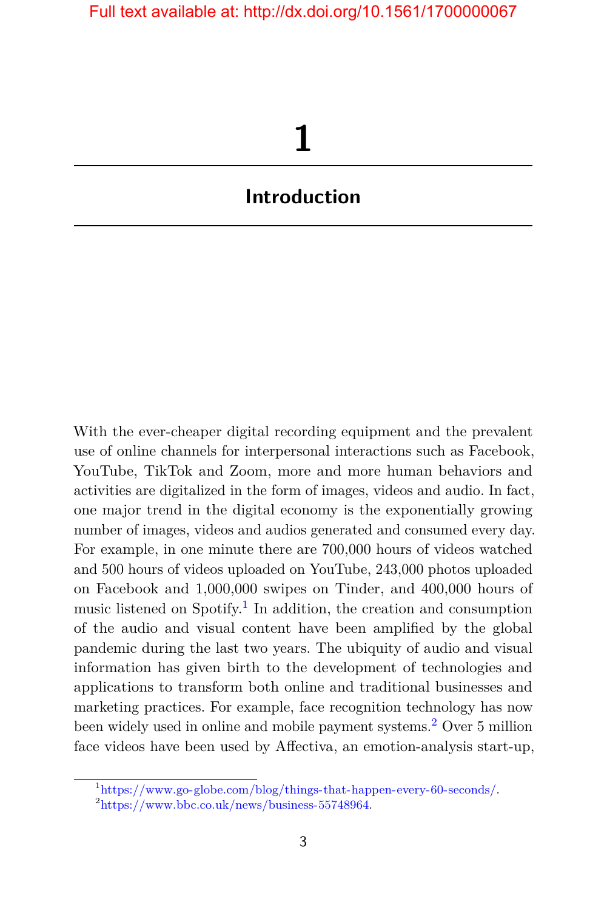# 1

## Introduction

With the ever-cheaper digital recording equipment and the prevalent use of online channels for interpersonal interactions such as Facebook, YouTube, TikTok and Zoom, more and more human behaviors and activities are digitalized in the form of images, videos and audio. In fact, one major trend in the digital economy is the exponentially growing number of images, videos and audios generated and consumed every day. For example, in one minute there are 700,000 hours of videos watched and 500 hours of videos uploaded on YouTube, 243,000 photos uploaded on Facebook and 1,000,000 swipes on Tinder, and 400,000 hours of music listened on Spotify.[1] In addition, the creation and consumption of the audio and visual content have been amplified by the global pandemic during the last two years. The ubiquity of audio and visual information has given birth to the development of technologies and applications to transform both online and traditional businesses and marketing practices. For example, face recognition technology has now been widely used in online and mobile payment systems.[2] Over 5 million face videos have been used by Affectiva, an emotion-analysis start-up,

[1] https://www.go-globe.com/blog/things-that-happen-every-60-seconds/.

[2] https://www.bbc.co.uk/news/business-55748964.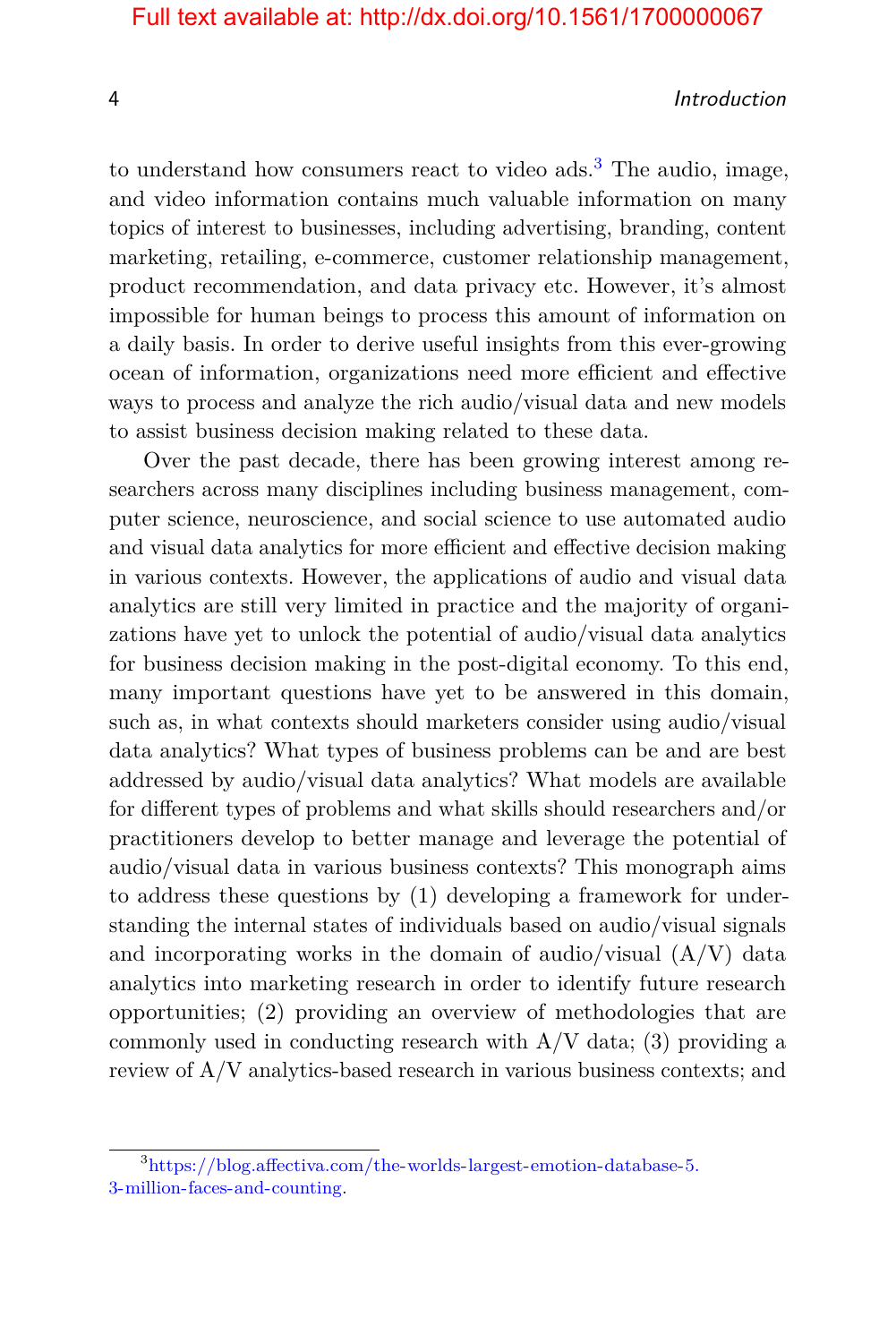to understand how consumers react to video ads.[3] The audio, image, and video information contains much valuable information on many topics of interest to businesses, including advertising, branding, content marketing, retailing, e-commerce, customer relationship management, product recommendation, and data privacy etc. However, it's almost impossible for human beings to process this amount of information on a daily basis. In order to derive useful insights from this ever-growing ocean of information, organizations need more efficient and effective ways to process and analyze the rich audio/visual data and new models to assist business decision making related to these data.

Over the past decade, there has been growing interest among researchers across many disciplines including business management, computer science, neuroscience, and social science to use automated audio and visual data analytics for more efficient and effective decision making in various contexts. However, the applications of audio and visual data analytics are still very limited in practice and the majority of organizations have yet to unlock the potential of audio/visual data analytics for business decision making in the post-digital economy. To this end, many important questions have yet to be answered in this domain, such as, in what contexts should marketers consider using audio/visual data analytics? What types of business problems can be and are best addressed by audio/visual data analytics? What models are available for different types of problems and what skills should researchers and/or practitioners develop to better manage and leverage the potential of audio/visual data in various business contexts? This monograph aims to address these questions by (1) developing a framework for understanding the internal states of individuals based on audio/visual signals and incorporating works in the domain of audio/visual (A/V) data analytics into marketing research in order to identify future research opportunities; (2) providing an overview of methodologies that are commonly used in conducting research with A/V data; (3) providing a review of A/V analytics-based research in various business contexts; and

[3] https://blog.affectiva.com/the-worlds-largest-emotion-database-5.3-million-faces-and-counting.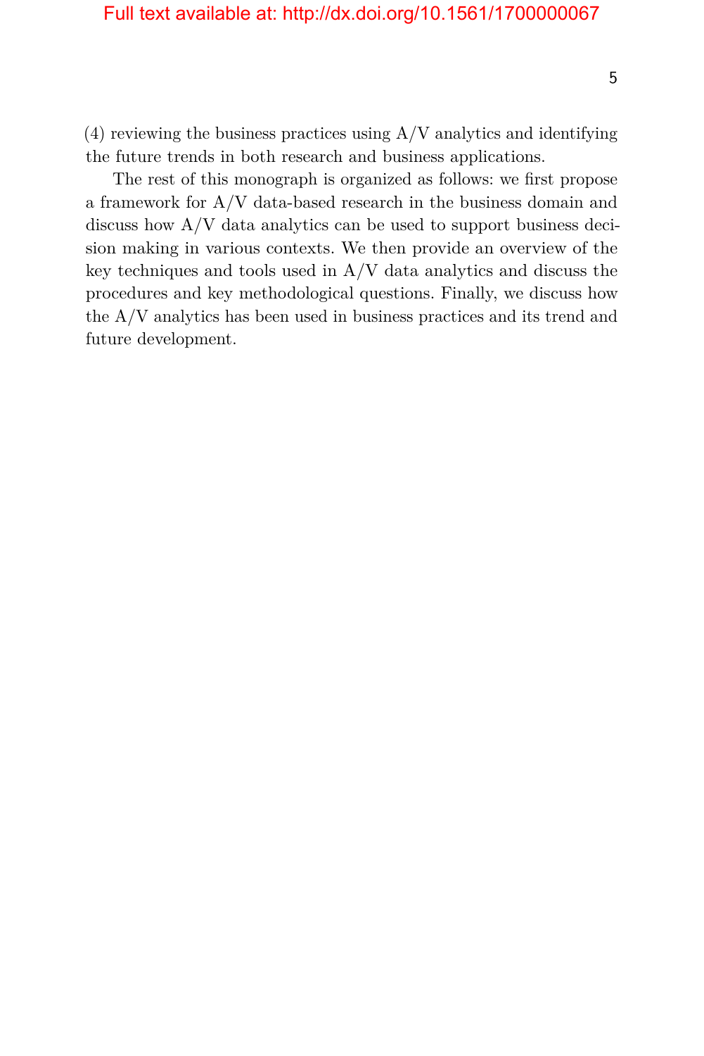(4) reviewing the business practices using A/V analytics and identifying the future trends in both research and business applications.

The rest of this monograph is organized as follows: we first propose a framework for A/V data-based research in the business domain and discuss how A/V data analytics can be used to support business decision making in various contexts. We then provide an overview of the key techniques and tools used in A/V data analytics and discuss the procedures and key methodological questions. Finally, we discuss how the A/V analytics has been used in business practices and its trend and future development.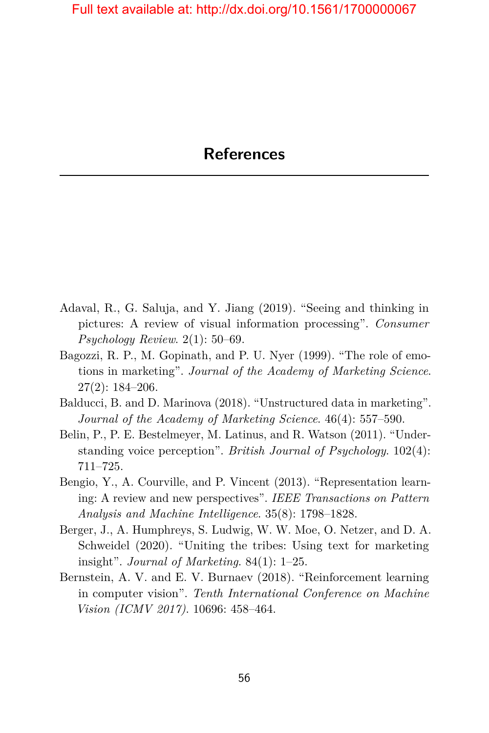# References

Adaval, R., G. Saluja, and Y. Jiang (2019). “Seeing and thinking in pictures: A review of visual information processing”. *Consumer Psychology Review*. 2(1): 50–69.

Bagozzi, R. P., M. Gopinath, and P. U. Nyer (1999). “The role of emotions in marketing”. *Journal of the Academy of Marketing Science*. 27(2): 184–206.

Balducci, B. and D. Marinova (2018). “Unstructured data in marketing”. *Journal of the Academy of Marketing Science*. 46(4): 557–590.

Belin, P., P. E. Bestelmeyer, M. Latinus, and R. Watson (2011). “Understanding voice perception”. *British Journal of Psychology*. 102(4): 711–725.

Bengio, Y., A. Courville, and P. Vincent (2013). “Representation learning: A review and new perspectives”. *IEEE Transactions on Pattern Analysis and Machine Intelligence*. 35(8): 1798–1828.

Berger, J., A. Humphreys, S. Ludwig, W. W. Moe, O. Netzer, and D. A. Schweidel (2020). “Uniting the tribes: Using text for marketing insight”. *Journal of Marketing*. 84(1): 1–25.

Bernstein, A. V. and E. V. Burnaev (2018). “Reinforcement learning in computer vision”. *Tenth International Conference on Machine Vision (ICMV 2017)*. 10696: 458–464.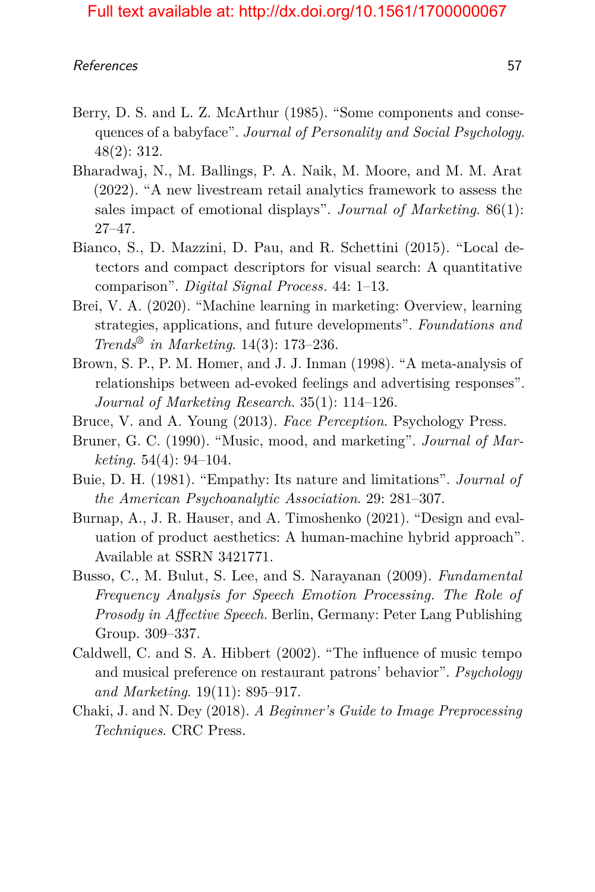Berry, D. S. and L. Z. McArthur (1985). "Some components and consequences of a babyface". *Journal of Personality and Social Psychology*. 48(2): 312.

Bharadwaj, N., M. Ballings, P. A. Naik, M. Moore, and M. M. Arat (2022). "A new livestream retail analytics framework to assess the sales impact of emotional displays". *Journal of Marketing*. 86(1): 27–47.

Bianco, S., D. Mazzini, D. Pau, and R. Schettini (2015). "Local detectors and compact descriptors for visual search: A quantitative comparison". *Digital Signal Process.* 44: 1–13.

Brei, V. A. (2020). "Machine learning in marketing: Overview, learning strategies, applications, and future developments". *Foundations and Trends® in Marketing*. 14(3): 173–236.

Brown, S. P., P. M. Homer, and J. J. Inman (1998). "A meta-analysis of relationships between ad-evoked feelings and advertising responses". *Journal of Marketing Research*. 35(1): 114–126.

Bruce, V. and A. Young (2013). *Face Perception*. Psychology Press.

Bruner, G. C. (1990). "Music, mood, and marketing". *Journal of Marketing*. 54(4): 94–104.

Buie, D. H. (1981). "Empathy: Its nature and limitations". *Journal of the American Psychoanalytic Association*. 29: 281–307.

Burnap, A., J. R. Hauser, and A. Timoshenko (2021). "Design and evaluation of product aesthetics: A human-machine hybrid approach". Available at SSRN 3421771.

Busso, C., M. Bulut, S. Lee, and S. Narayanan (2009). *Fundamental Frequency Analysis for Speech Emotion Processing. The Role of Prosody in Affective Speech*. Berlin, Germany: Peter Lang Publishing Group. 309–337.

Caldwell, C. and S. A. Hibbert (2002). "The influence of music tempo and musical preference on restaurant patrons' behavior". *Psychology and Marketing*. 19(11): 895–917.

Chaki, J. and N. Dey (2018). *A Beginner's Guide to Image Preprocessing Techniques*. CRC Press.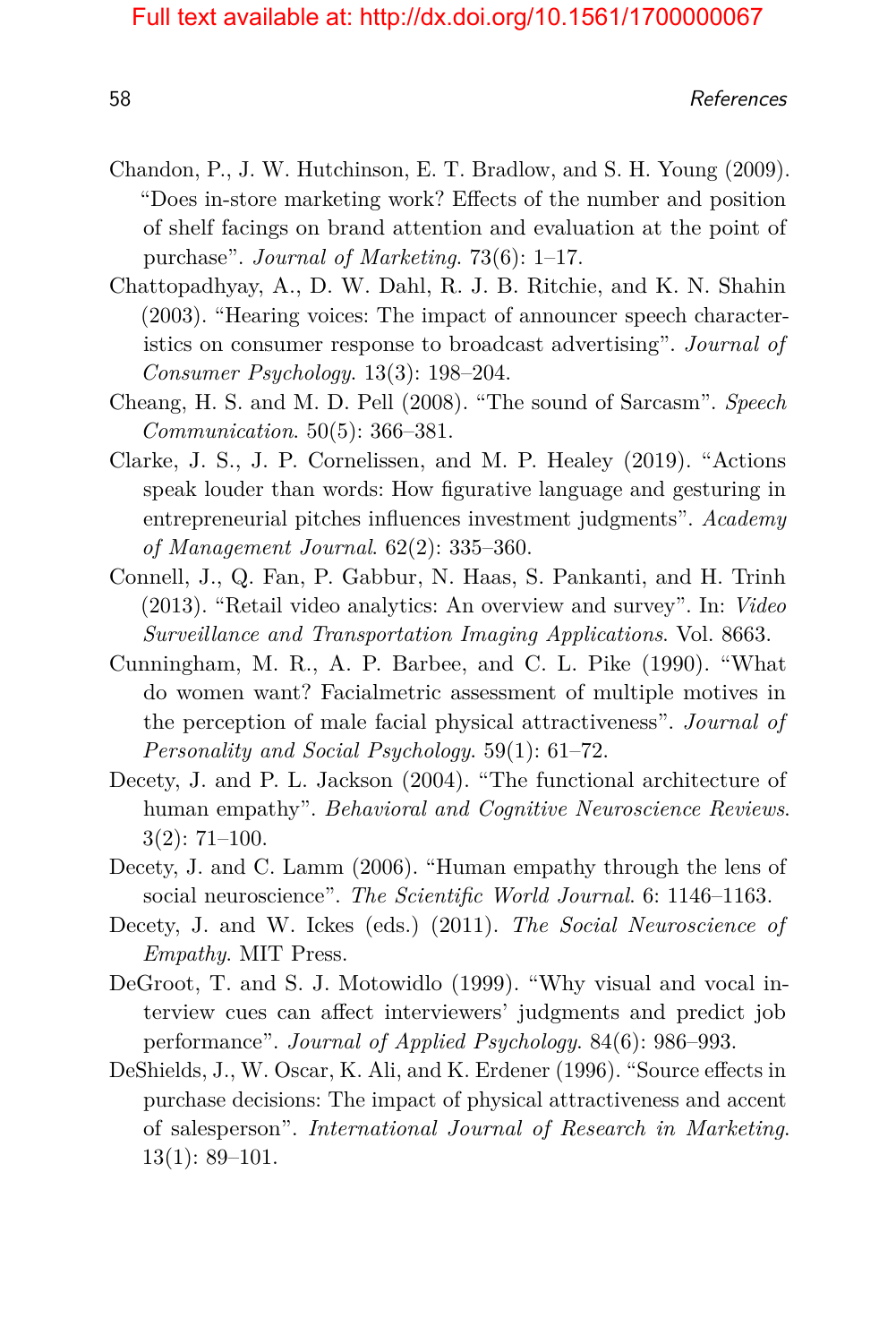Chandon, P., J. W. Hutchinson, E. T. Bradlow, and S. H. Young (2009). "Does in-store marketing work? Effects of the number and position of shelf facings on brand attention and evaluation at the point of purchase". *Journal of Marketing*. 73(6): 1–17.

Chattopadhyay, A., D. W. Dahl, R. J. B. Ritchie, and K. N. Shahin (2003). "Hearing voices: The impact of announcer speech characteristics on consumer response to broadcast advertising". *Journal of Consumer Psychology*. 13(3): 198–204.

Cheang, H. S. and M. D. Pell (2008). "The sound of Sarcasm". *Speech Communication*. 50(5): 366–381.

Clarke, J. S., J. P. Cornelissen, and M. P. Healey (2019). "Actions speak louder than words: How figurative language and gesturing in entrepreneurial pitches influences investment judgments". *Academy of Management Journal*. 62(2): 335–360.

Connell, J., Q. Fan, P. Gabbur, N. Haas, S. Pankanti, and H. Trinh (2013). "Retail video analytics: An overview and survey". In: *Video Surveillance and Transportation Imaging Applications*. Vol. 8663.

Cunningham, M. R., A. P. Barbee, and C. L. Pike (1990). "What do women want? Facialmetric assessment of multiple motives in the perception of male facial physical attractiveness". *Journal of Personality and Social Psychology*. 59(1): 61–72.

Decety, J. and P. L. Jackson (2004). "The functional architecture of human empathy". *Behavioral and Cognitive Neuroscience Reviews*. 3(2): 71–100.

Decety, J. and C. Lamm (2006). "Human empathy through the lens of social neuroscience". *The Scientific World Journal*. 6: 1146–1163.

Decety, J. and W. Ickes (eds.) (2011). *The Social Neuroscience of Empathy*. MIT Press.

DeGroot, T. and S. J. Motowidlo (1999). "Why visual and vocal interview cues can affect interviewers' judgments and predict job performance". *Journal of Applied Psychology*. 84(6): 986–993.

DeShields, J., W. Oscar, K. Ali, and K. Erdener (1996). "Source effects in purchase decisions: The impact of physical attractiveness and accent of salesperson". *International Journal of Research in Marketing*. 13(1): 89–101.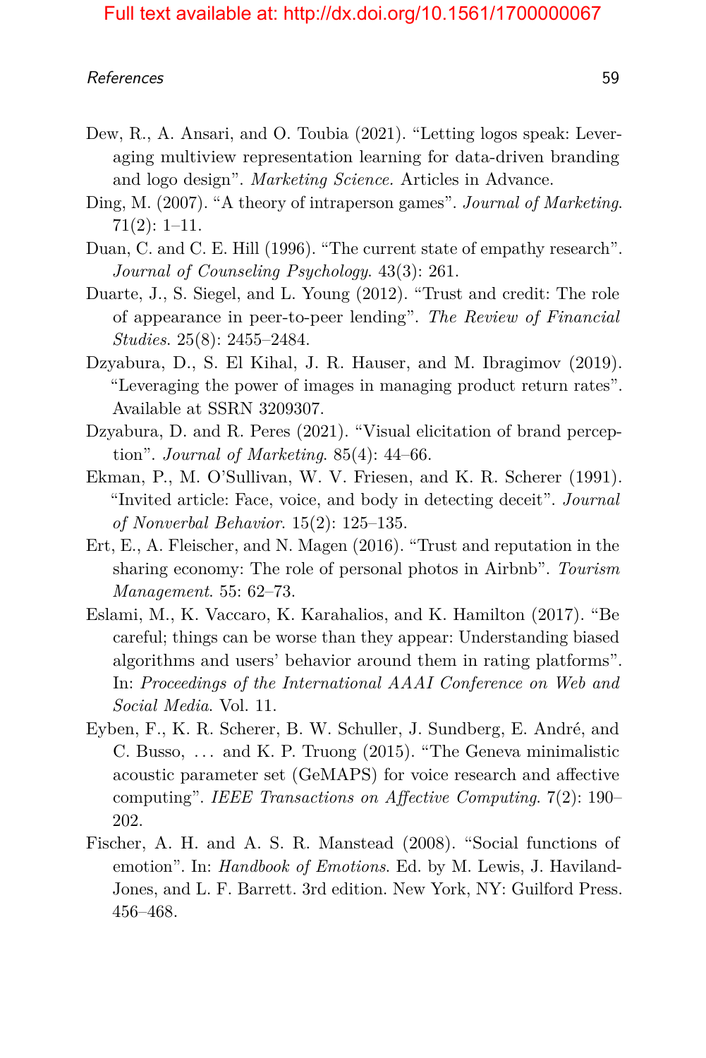Dew, R., A. Ansari, and O. Toubia (2021). "Letting logos speak: Leveraging multiview representation learning for data-driven branding and logo design". *Marketing Science.* Articles in Advance.

Ding, M. (2007). "A theory of intraperson games". *Journal of Marketing*. 71(2): 1–11.

Duan, C. and C. E. Hill (1996). "The current state of empathy research". *Journal of Counseling Psychology*. 43(3): 261.

Duarte, J., S. Siegel, and L. Young (2012). "Trust and credit: The role of appearance in peer-to-peer lending". *The Review of Financial Studies*. 25(8): 2455–2484.

Dzyabura, D., S. El Kihal, J. R. Hauser, and M. Ibragimov (2019). "Leveraging the power of images in managing product return rates". Available at SSRN 3209307.

Dzyabura, D. and R. Peres (2021). "Visual elicitation of brand perception". *Journal of Marketing*. 85(4): 44–66.

Ekman, P., M. O'Sullivan, W. V. Friesen, and K. R. Scherer (1991). "Invited article: Face, voice, and body in detecting deceit". *Journal of Nonverbal Behavior*. 15(2): 125–135.

Ert, E., A. Fleischer, and N. Magen (2016). "Trust and reputation in the sharing economy: The role of personal photos in Airbnb". *Tourism Management*. 55: 62–73.

Eslami, M., K. Vaccaro, K. Karahalios, and K. Hamilton (2017). "Be careful; things can be worse than they appear: Understanding biased algorithms and users' behavior around them in rating platforms". In: *Proceedings of the International AAAI Conference on Web and Social Media*. Vol. 11.

Eyben, F., K. R. Scherer, B. W. Schuller, J. Sundberg, E. André, and C. Busso, ... and K. P. Truong (2015). "The Geneva minimalistic acoustic parameter set (GeMAPS) for voice research and affective computing". *IEEE Transactions on Affective Computing*. 7(2): 190–202.

Fischer, A. H. and A. S. R. Manstead (2008). "Social functions of emotion". In: *Handbook of Emotions*. Ed. by M. Lewis, J. Haviland-Jones, and L. F. Barrett. 3rd edition. New York, NY: Guilford Press. 456–468.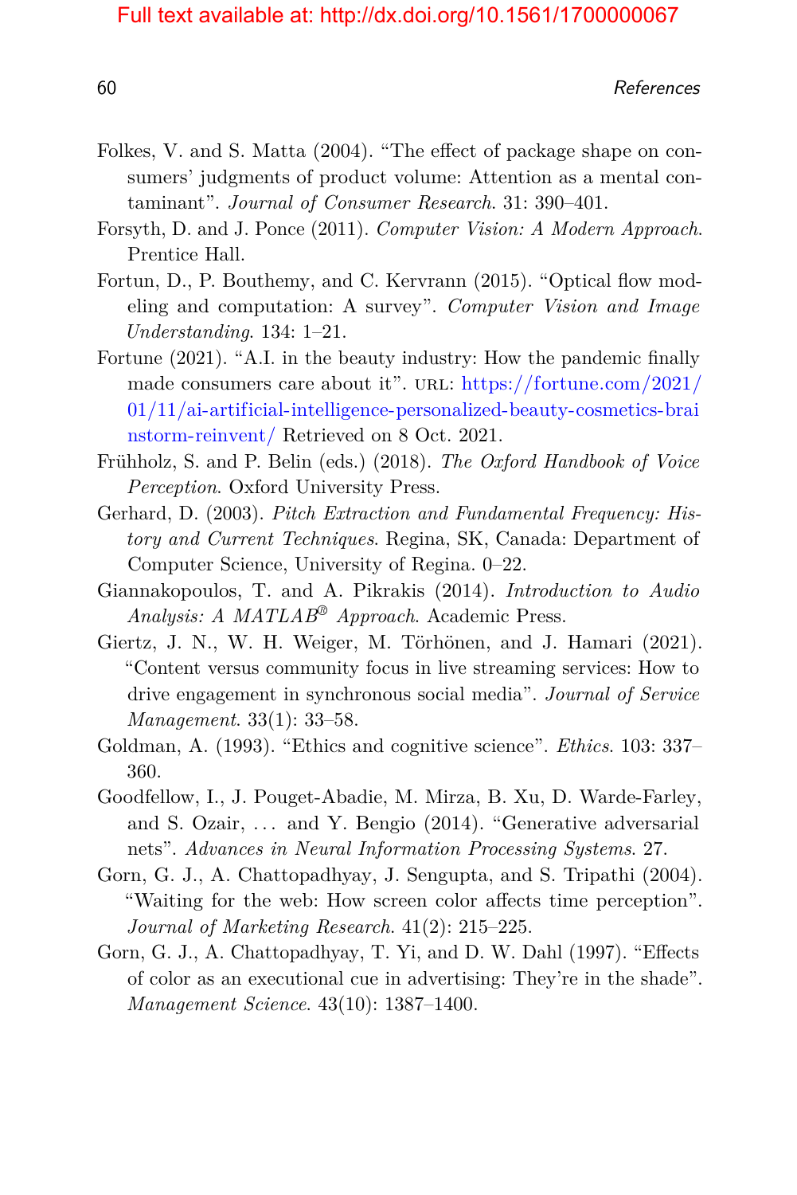Folkes, V. and S. Matta (2004). "The effect of package shape on consumers' judgments of product volume: Attention as a mental contaminant". *Journal of Consumer Research*. 31: 390–401.

Forsyth, D. and J. Ponce (2011). *Computer Vision: A Modern Approach*. Prentice Hall.

Fortun, D., P. Bouthemy, and C. Kervrann (2015). "Optical flow modeling and computation: A survey". *Computer Vision and Image Understanding*. 134: 1–21.

Fortune (2021). "A.I. in the beauty industry: How the pandemic finally made consumers care about it". URL: https://fortune.com/2021/01/11/ai-artificial-intelligence-personalized-beauty-cosmetics-brainstorm-reinvent/ Retrieved on 8 Oct. 2021.

Frühholz, S. and P. Belin (eds.) (2018). *The Oxford Handbook of Voice Perception*. Oxford University Press.

Gerhard, D. (2003). *Pitch Extraction and Fundamental Frequency: History and Current Techniques*. Regina, SK, Canada: Department of Computer Science, University of Regina. 0–22.

Giannakopoulos, T. and A. Pikrakis (2014). *Introduction to Audio Analysis: A MATLAB® Approach*. Academic Press.

Giertz, J. N., W. H. Weiger, M. Törhönen, and J. Hamari (2021). "Content versus community focus in live streaming services: How to drive engagement in synchronous social media". *Journal of Service Management*. 33(1): 33–58.

Goldman, A. (1993). "Ethics and cognitive science". *Ethics*. 103: 337–360.

Goodfellow, I., J. Pouget-Abadie, M. Mirza, B. Xu, D. Warde-Farley, and S. Ozair, ... and Y. Bengio (2014). "Generative adversarial nets". *Advances in Neural Information Processing Systems*. 27.

Gorn, G. J., A. Chattopadhyay, J. Sengupta, and S. Tripathi (2004). "Waiting for the web: How screen color affects time perception". *Journal of Marketing Research*. 41(2): 215–225.

Gorn, G. J., A. Chattopadhyay, T. Yi, and D. W. Dahl (1997). "Effects of color as an executional cue in advertising: They're in the shade". *Management Science*. 43(10): 1387–1400.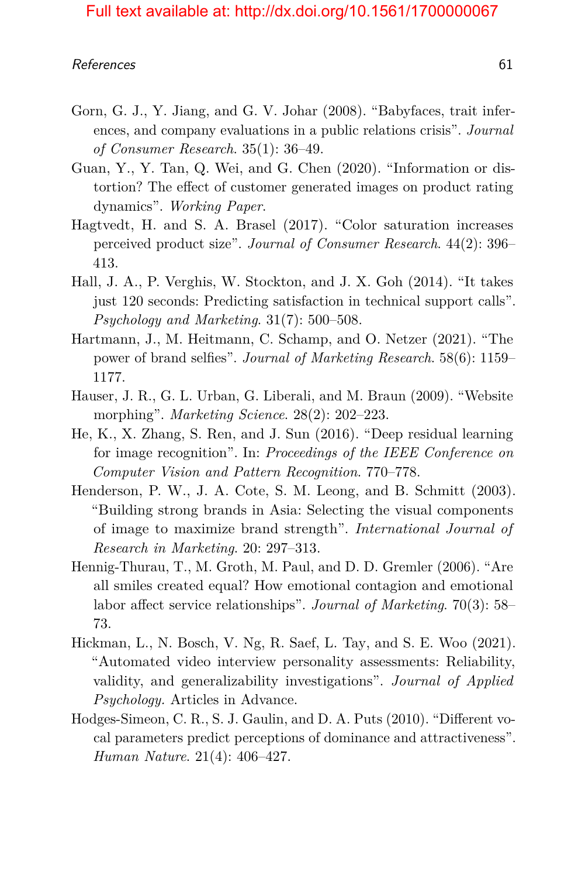Gorn, G. J., Y. Jiang, and G. V. Johar (2008). "Babyfaces, trait inferences, and company evaluations in a public relations crisis". *Journal of Consumer Research*. 35(1): 36–49.

Guan, Y., Y. Tan, Q. Wei, and G. Chen (2020). "Information or distortion? The effect of customer generated images on product rating dynamics". *Working Paper*.

Hagtvedt, H. and S. A. Brasel (2017). "Color saturation increases perceived product size". *Journal of Consumer Research*. 44(2): 396–413.

Hall, J. A., P. Verghis, W. Stockton, and J. X. Goh (2014). "It takes just 120 seconds: Predicting satisfaction in technical support calls". *Psychology and Marketing*. 31(7): 500–508.

Hartmann, J., M. Heitmann, C. Schamp, and O. Netzer (2021). "The power of brand selfies". *Journal of Marketing Research*. 58(6): 1159–1177.

Hauser, J. R., G. L. Urban, G. Liberali, and M. Braun (2009). "Website morphing". *Marketing Science*. 28(2): 202–223.

He, K., X. Zhang, S. Ren, and J. Sun (2016). "Deep residual learning for image recognition". In: *Proceedings of the IEEE Conference on Computer Vision and Pattern Recognition*. 770–778.

Henderson, P. W., J. A. Cote, S. M. Leong, and B. Schmitt (2003). "Building strong brands in Asia: Selecting the visual components of image to maximize brand strength". *International Journal of Research in Marketing*. 20: 297–313.

Hennig-Thurau, T., M. Groth, M. Paul, and D. D. Gremler (2006). "Are all smiles created equal? How emotional contagion and emotional labor affect service relationships". *Journal of Marketing*. 70(3): 58–73.

Hickman, L., N. Bosch, V. Ng, R. Saef, L. Tay, and S. E. Woo (2021). "Automated video interview personality assessments: Reliability, validity, and generalizability investigations". *Journal of Applied Psychology.* Articles in Advance.

Hodges-Simeon, C. R., S. J. Gaulin, and D. A. Puts (2010). "Different vocal parameters predict perceptions of dominance and attractiveness". *Human Nature*. 21(4): 406–427.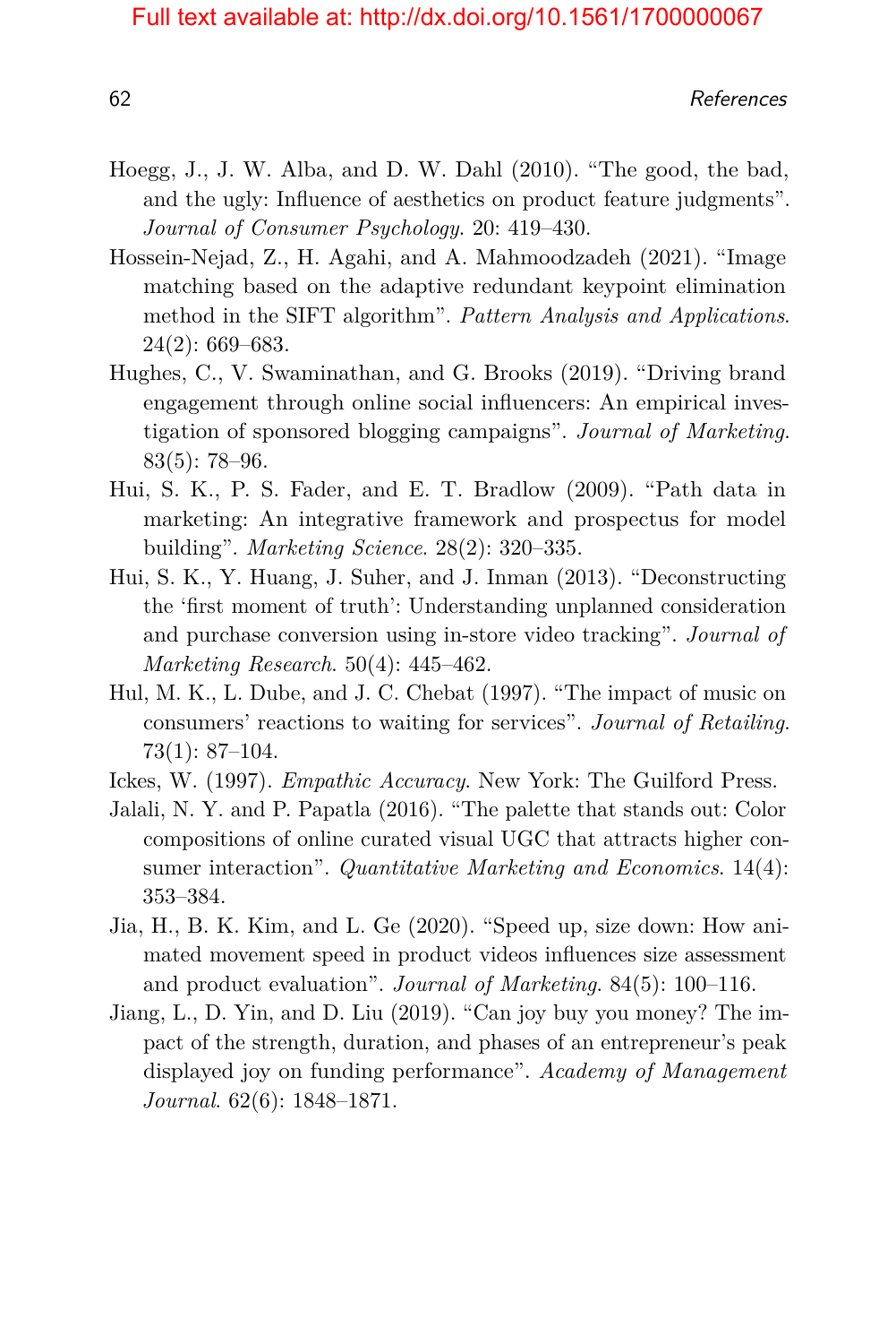Hoegg, J., J. W. Alba, and D. W. Dahl (2010). "The good, the bad, and the ugly: Influence of aesthetics on product feature judgments". *Journal of Consumer Psychology*. 20: 419–430.

Hossein-Nejad, Z., H. Agahi, and A. Mahmoodzadeh (2021). "Image matching based on the adaptive redundant keypoint elimination method in the SIFT algorithm". *Pattern Analysis and Applications*. 24(2): 669–683.

Hughes, C., V. Swaminathan, and G. Brooks (2019). "Driving brand engagement through online social influencers: An empirical investigation of sponsored blogging campaigns". *Journal of Marketing*. 83(5): 78–96.

Hui, S. K., P. S. Fader, and E. T. Bradlow (2009). "Path data in marketing: An integrative framework and prospectus for model building". *Marketing Science*. 28(2): 320–335.

Hui, S. K., Y. Huang, J. Suher, and J. Inman (2013). "Deconstructing the 'first moment of truth': Understanding unplanned consideration and purchase conversion using in-store video tracking". *Journal of Marketing Research*. 50(4): 445–462.

Hul, M. K., L. Dube, and J. C. Chebat (1997). "The impact of music on consumers' reactions to waiting for services". *Journal of Retailing*. 73(1): 87–104.

Ickes, W. (1997). *Empathic Accuracy*. New York: The Guilford Press.

Jalali, N. Y. and P. Papatla (2016). "The palette that stands out: Color compositions of online curated visual UGC that attracts higher consumer interaction". *Quantitative Marketing and Economics*. 14(4): 353–384.

Jia, H., B. K. Kim, and L. Ge (2020). "Speed up, size down: How animated movement speed in product videos influences size assessment and product evaluation". *Journal of Marketing*. 84(5): 100–116.

Jiang, L., D. Yin, and D. Liu (2019). "Can joy buy you money? The impact of the strength, duration, and phases of an entrepreneur's peak displayed joy on funding performance". *Academy of Management Journal*. 62(6): 1848–1871.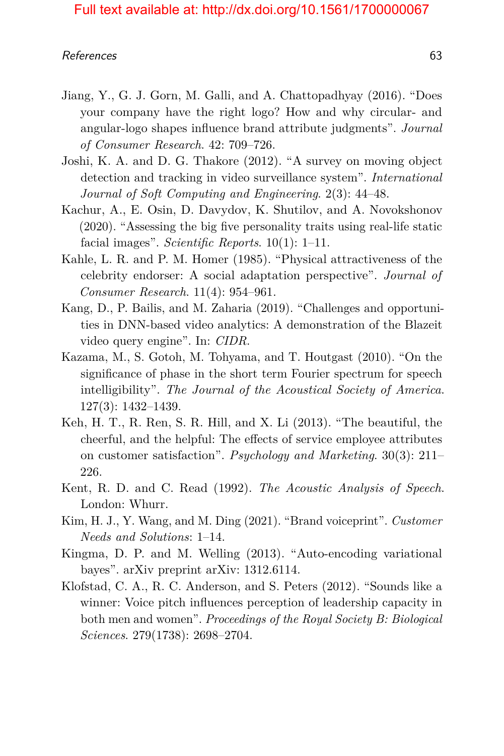Jiang, Y., G. J. Gorn, M. Galli, and A. Chattopadhyay (2016). "Does your company have the right logo? How and why circular- and angular-logo shapes influence brand attribute judgments". *Journal of Consumer Research*. 42: 709–726.

Joshi, K. A. and D. G. Thakore (2012). "A survey on moving object detection and tracking in video surveillance system". *International Journal of Soft Computing and Engineering*. 2(3): 44–48.

Kachur, A., E. Osin, D. Davydov, K. Shutilov, and A. Novokshonov (2020). "Assessing the big five personality traits using real-life static facial images". *Scientific Reports*. 10(1): 1–11.

Kahle, L. R. and P. M. Homer (1985). "Physical attractiveness of the celebrity endorser: A social adaptation perspective". *Journal of Consumer Research*. 11(4): 954–961.

Kang, D., P. Bailis, and M. Zaharia (2019). "Challenges and opportunities in DNN-based video analytics: A demonstration of the Blazeit video query engine". In: *CIDR*.

Kazama, M., S. Gotoh, M. Tohyama, and T. Houtgast (2010). "On the significance of phase in the short term Fourier spectrum for speech intelligibility". *The Journal of the Acoustical Society of America*. 127(3): 1432–1439.

Keh, H. T., R. Ren, S. R. Hill, and X. Li (2013). "The beautiful, the cheerful, and the helpful: The effects of service employee attributes on customer satisfaction". *Psychology and Marketing*. 30(3): 211–226.

Kent, R. D. and C. Read (1992). *The Acoustic Analysis of Speech*. London: Whurr.

Kim, H. J., Y. Wang, and M. Ding (2021). "Brand voiceprint". *Customer Needs and Solutions*: 1–14.

Kingma, D. P. and M. Welling (2013). "Auto-encoding variational bayes". arXiv preprint arXiv: 1312.6114.

Klofstad, C. A., R. C. Anderson, and S. Peters (2012). "Sounds like a winner: Voice pitch influences perception of leadership capacity in both men and women". *Proceedings of the Royal Society B: Biological Sciences*. 279(1738): 2698–2704.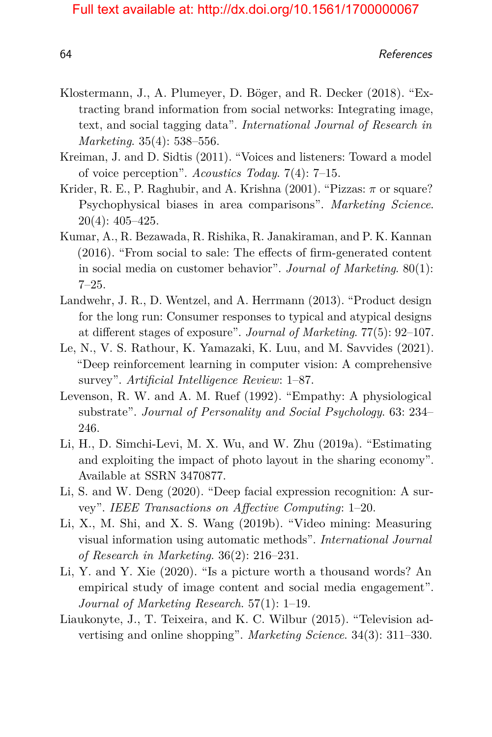Klostermann, J., A. Plumeyer, D. Böger, and R. Decker (2018). "Extracting brand information from social networks: Integrating image, text, and social tagging data". *International Journal of Research in Marketing*. 35(4): 538–556.

Kreiman, J. and D. Sidtis (2011). "Voices and listeners: Toward a model of voice perception". *Acoustics Today*. 7(4): 7–15.

Krider, R. E., P. Raghubir, and A. Krishna (2001). "Pizzas: $\pi$ or square? Psychophysical biases in area comparisons". *Marketing Science*. 20(4): 405–425.

Kumar, A., R. Bezawada, R. Rishika, R. Janakiraman, and P. K. Kannan (2016). "From social to sale: The effects of firm-generated content in social media on customer behavior". *Journal of Marketing*. 80(1): 7–25.

Landwehr, J. R., D. Wentzel, and A. Herrmann (2013). "Product design for the long run: Consumer responses to typical and atypical designs at different stages of exposure". *Journal of Marketing*. 77(5): 92–107.

Le, N., V. S. Rathour, K. Yamazaki, K. Luu, and M. Savvides (2021). "Deep reinforcement learning in computer vision: A comprehensive survey". *Artificial Intelligence Review*: 1–87.

Levenson, R. W. and A. M. Ruef (1992). "Empathy: A physiological substrate". *Journal of Personality and Social Psychology*. 63: 234–246.

Li, H., D. Simchi-Levi, M. X. Wu, and W. Zhu (2019a). "Estimating and exploiting the impact of photo layout in the sharing economy". Available at SSRN 3470877.

Li, S. and W. Deng (2020). "Deep facial expression recognition: A survey". *IEEE Transactions on Affective Computing*: 1–20.

Li, X., M. Shi, and X. S. Wang (2019b). "Video mining: Measuring visual information using automatic methods". *International Journal of Research in Marketing*. 36(2): 216–231.

Li, Y. and Y. Xie (2020). "Is a picture worth a thousand words? An empirical study of image content and social media engagement". *Journal of Marketing Research*. 57(1): 1–19.

Liaukonyte, J., T. Teixeira, and K. C. Wilbur (2015). "Television advertising and online shopping". *Marketing Science*. 34(3): 311–330.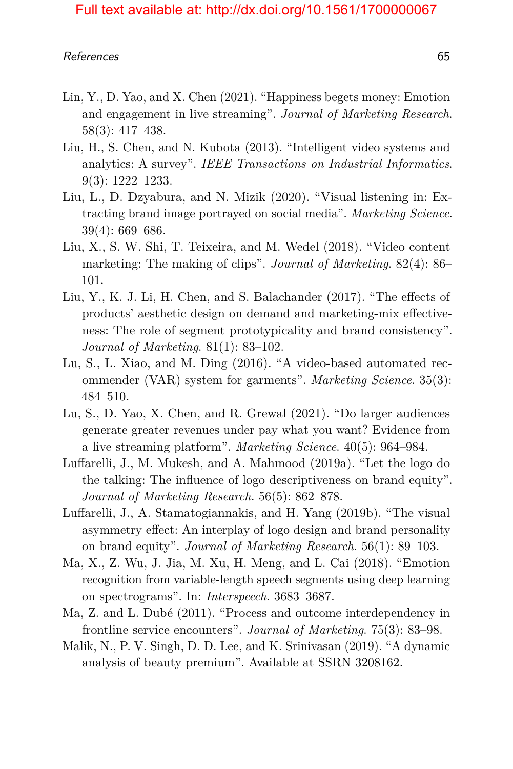Lin, Y., D. Yao, and X. Chen (2021). "Happiness begets money: Emotion and engagement in live streaming". *Journal of Marketing Research*. 58(3): 417–438.

Liu, H., S. Chen, and N. Kubota (2013). "Intelligent video systems and analytics: A survey". *IEEE Transactions on Industrial Informatics*. 9(3): 1222–1233.

Liu, L., D. Dzyabura, and N. Mizik (2020). "Visual listening in: Extracting brand image portrayed on social media". *Marketing Science*. 39(4): 669–686.

Liu, X., S. W. Shi, T. Teixeira, and M. Wedel (2018). "Video content marketing: The making of clips". *Journal of Marketing*. 82(4): 86–101.

Liu, Y., K. J. Li, H. Chen, and S. Balachander (2017). "The effects of products' aesthetic design on demand and marketing-mix effectiveness: The role of segment prototypicality and brand consistency". *Journal of Marketing*. 81(1): 83–102.

Lu, S., L. Xiao, and M. Ding (2016). "A video-based automated recommender (VAR) system for garments". *Marketing Science*. 35(3): 484–510.

Lu, S., D. Yao, X. Chen, and R. Grewal (2021). "Do larger audiences generate greater revenues under pay what you want? Evidence from a live streaming platform". *Marketing Science*. 40(5): 964–984.

Luffarelli, J., M. Mukesh, and A. Mahmood (2019a). "Let the logo do the talking: The influence of logo descriptiveness on brand equity". *Journal of Marketing Research*. 56(5): 862–878.

Luffarelli, J., A. Stamatogiannakis, and H. Yang (2019b). "The visual asymmetry effect: An interplay of logo design and brand personality on brand equity". *Journal of Marketing Research*. 56(1): 89–103.

Ma, X., Z. Wu, J. Jia, M. Xu, H. Meng, and L. Cai (2018). "Emotion recognition from variable-length speech segments using deep learning on spectrograms". In: *Interspeech*. 3683–3687.

Ma, Z. and L. Dubé (2011). "Process and outcome interdependency in frontline service encounters". *Journal of Marketing*. 75(3): 83–98.

Malik, N., P. V. Singh, D. D. Lee, and K. Srinivasan (2019). "A dynamic analysis of beauty premium". Available at SSRN 3208162.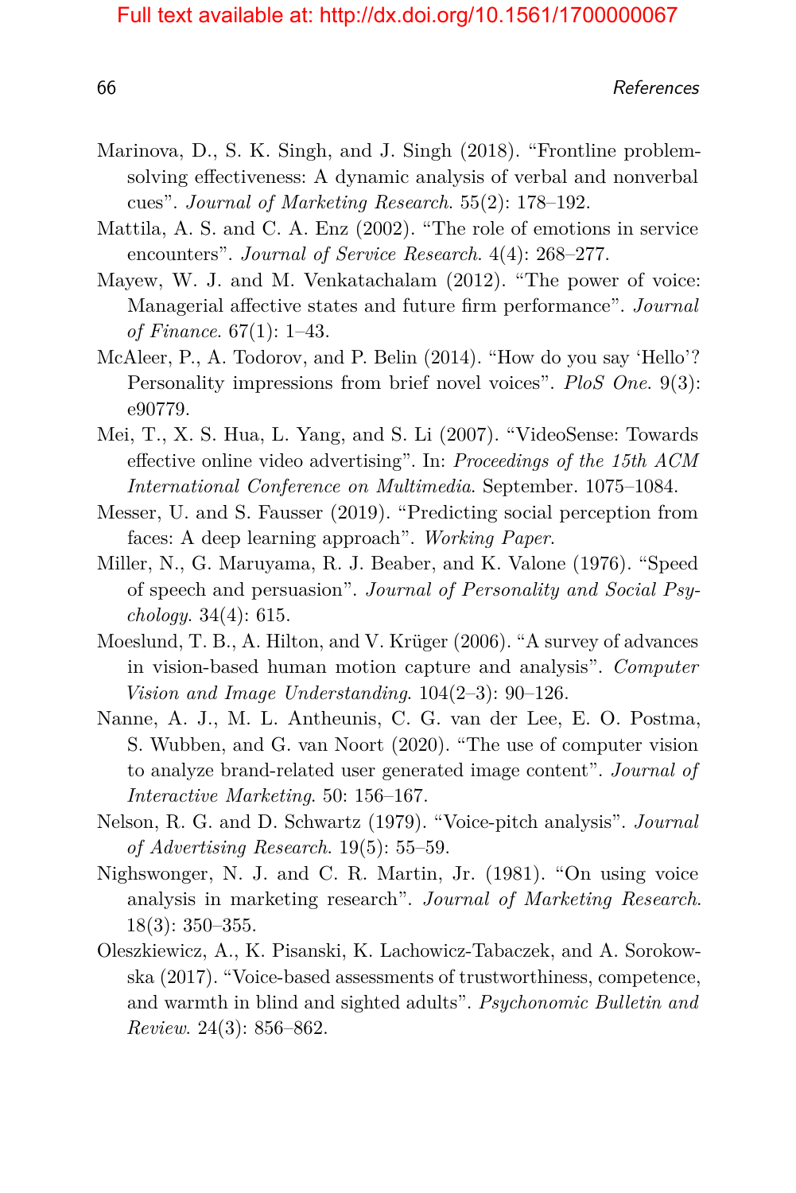Marinova, D., S. K. Singh, and J. Singh (2018). "Frontline problem-solving effectiveness: A dynamic analysis of verbal and nonverbal cues". *Journal of Marketing Research*. 55(2): 178–192.

Mattila, A. S. and C. A. Enz (2002). "The role of emotions in service encounters". *Journal of Service Research*. 4(4): 268–277.

Mayew, W. J. and M. Venkatachalam (2012). "The power of voice: Managerial affective states and future firm performance". *Journal of Finance*. 67(1): 1–43.

McAleer, P., A. Todorov, and P. Belin (2014). "How do you say 'Hello'? Personality impressions from brief novel voices". *PloS One*. 9(3): e90779.

Mei, T., X. S. Hua, L. Yang, and S. Li (2007). "VideoSense: Towards effective online video advertising". In: *Proceedings of the 15th ACM International Conference on Multimedia*. September. 1075–1084.

Messer, U. and S. Fausser (2019). "Predicting social perception from faces: A deep learning approach". *Working Paper*.

Miller, N., G. Maruyama, R. J. Beaber, and K. Valone (1976). "Speed of speech and persuasion". *Journal of Personality and Social Psychology*. 34(4): 615.

Moeslund, T. B., A. Hilton, and V. Krüger (2006). "A survey of advances in vision-based human motion capture and analysis". *Computer Vision and Image Understanding*. 104(2–3): 90–126.

Nanne, A. J., M. L. Antheunis, C. G. van der Lee, E. O. Postma, S. Wubben, and G. van Noort (2020). "The use of computer vision to analyze brand-related user generated image content". *Journal of Interactive Marketing*. 50: 156–167.

Nelson, R. G. and D. Schwartz (1979). "Voice-pitch analysis". *Journal of Advertising Research*. 19(5): 55–59.

Nighswonger, N. J. and C. R. Martin, Jr. (1981). "On using voice analysis in marketing research". *Journal of Marketing Research*. 18(3): 350–355.

Oleszkiewicz, A., K. Pisanski, K. Lachowicz-Tabaczek, and A. Sorokowska (2017). "Voice-based assessments of trustworthiness, competence, and warmth in blind and sighted adults". *Psychonomic Bulletin and Review*. 24(3): 856–862.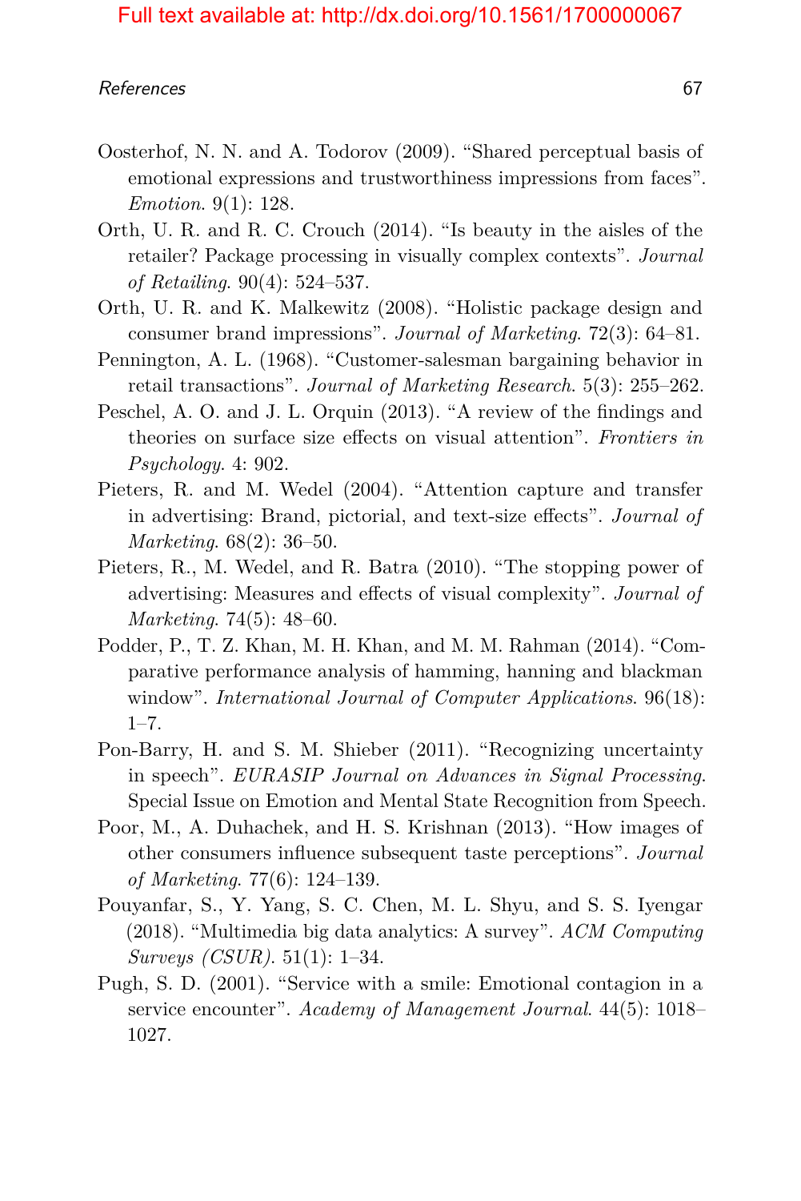Oosterhof, N. N. and A. Todorov (2009). "Shared perceptual basis of emotional expressions and trustworthiness impressions from faces". *Emotion*. 9(1): 128.

Orth, U. R. and R. C. Crouch (2014). "Is beauty in the aisles of the retailer? Package processing in visually complex contexts". *Journal of Retailing*. 90(4): 524–537.

Orth, U. R. and K. Malkewitz (2008). "Holistic package design and consumer brand impressions". *Journal of Marketing*. 72(3): 64–81.

Pennington, A. L. (1968). "Customer-salesman bargaining behavior in retail transactions". *Journal of Marketing Research*. 5(3): 255–262.

Peschel, A. O. and J. L. Orquin (2013). "A review of the findings and theories on surface size effects on visual attention". *Frontiers in Psychology*. 4: 902.

Pieters, R. and M. Wedel (2004). "Attention capture and transfer in advertising: Brand, pictorial, and text-size effects". *Journal of Marketing*. 68(2): 36–50.

Pieters, R., M. Wedel, and R. Batra (2010). "The stopping power of advertising: Measures and effects of visual complexity". *Journal of Marketing*. 74(5): 48–60.

Podder, P., T. Z. Khan, M. H. Khan, and M. M. Rahman (2014). "Comparative performance analysis of hamming, hanning and blackman window". *International Journal of Computer Applications*. 96(18): 1–7.

Pon-Barry, H. and S. M. Shieber (2011). "Recognizing uncertainty in speech". *EURASIP Journal on Advances in Signal Processing*. Special Issue on Emotion and Mental State Recognition from Speech.

Poor, M., A. Duhachek, and H. S. Krishnan (2013). "How images of other consumers influence subsequent taste perceptions". *Journal of Marketing*. 77(6): 124–139.

Pouyanfar, S., Y. Yang, S. C. Chen, M. L. Shyu, and S. S. Iyengar (2018). "Multimedia big data analytics: A survey". *ACM Computing Surveys (CSUR)*. 51(1): 1–34.

Pugh, S. D. (2001). "Service with a smile: Emotional contagion in a service encounter". *Academy of Management Journal*. 44(5): 1018–1027.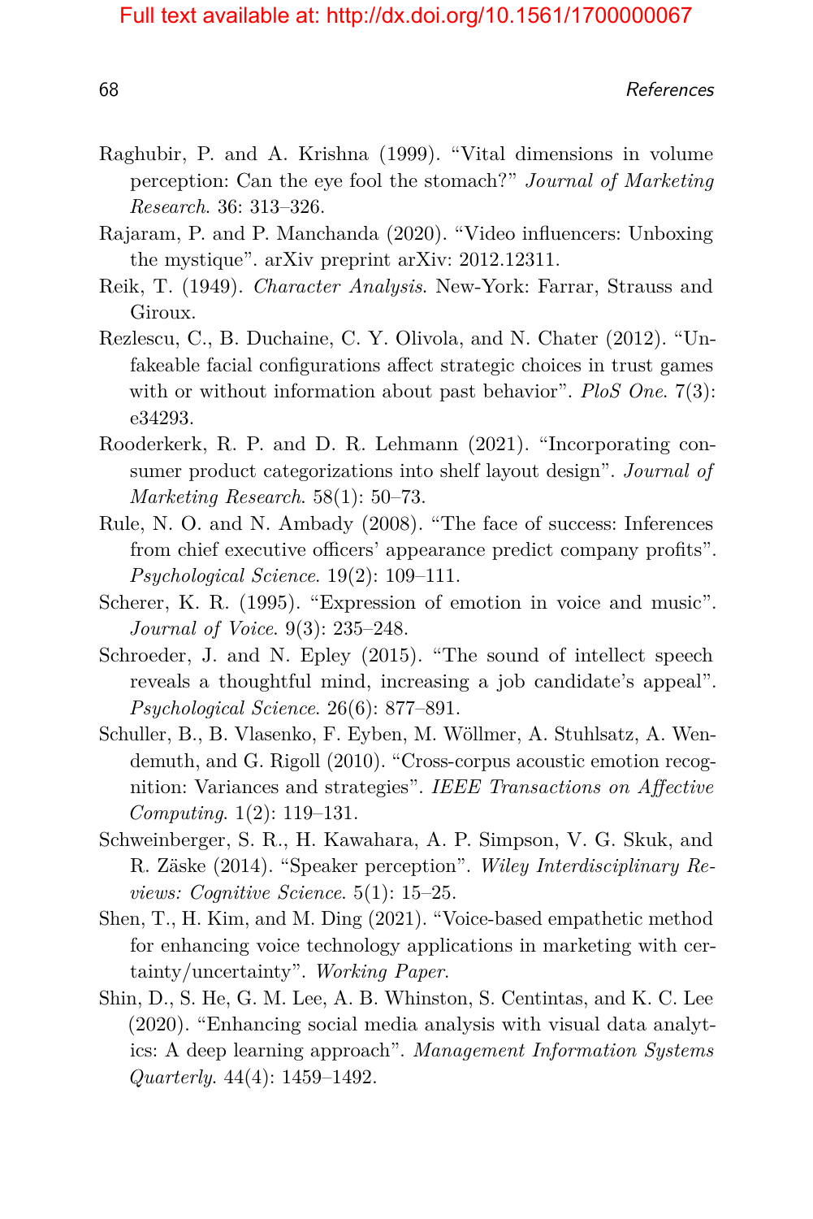Raghubir, P. and A. Krishna (1999). "Vital dimensions in volume perception: Can the eye fool the stomach?" *Journal of Marketing Research*. 36: 313–326.

Rajaram, P. and P. Manchanda (2020). "Video influencers: Unboxing the mystique". arXiv preprint arXiv: 2012.12311.

Reik, T. (1949). *Character Analysis*. New-York: Farrar, Strauss and Giroux.

Rezlescu, C., B. Duchaine, C. Y. Olivola, and N. Chater (2012). "Unfakeable facial configurations affect strategic choices in trust games with or without information about past behavior". *PloS One*. 7(3): e34293.

Rooderkerk, R. P. and D. R. Lehmann (2021). "Incorporating consumer product categorizations into shelf layout design". *Journal of Marketing Research*. 58(1): 50–73.

Rule, N. O. and N. Ambady (2008). "The face of success: Inferences from chief executive officers' appearance predict company profits". *Psychological Science*. 19(2): 109–111.

Scherer, K. R. (1995). "Expression of emotion in voice and music". *Journal of Voice*. 9(3): 235–248.

Schroeder, J. and N. Epley (2015). "The sound of intellect speech reveals a thoughtful mind, increasing a job candidate's appeal". *Psychological Science*. 26(6): 877–891.

Schuller, B., B. Vlasenko, F. Eyben, M. Wöllmer, A. Stuhlsatz, A. Wendemuth, and G. Rigoll (2010). "Cross-corpus acoustic emotion recognition: Variances and strategies". *IEEE Transactions on Affective Computing*. 1(2): 119–131.

Schweinberger, S. R., H. Kawahara, A. P. Simpson, V. G. Skuk, and R. Zäske (2014). "Speaker perception". *Wiley Interdisciplinary Reviews: Cognitive Science*. 5(1): 15–25.

Shen, T., H. Kim, and M. Ding (2021). "Voice-based empathetic method for enhancing voice technology applications in marketing with certainty/uncertainty". *Working Paper*.

Shin, D., S. He, G. M. Lee, A. B. Whinston, S. Centintas, and K. C. Lee (2020). "Enhancing social media analysis with visual data analytics: A deep learning approach". *Management Information Systems Quarterly*. 44(4): 1459–1492.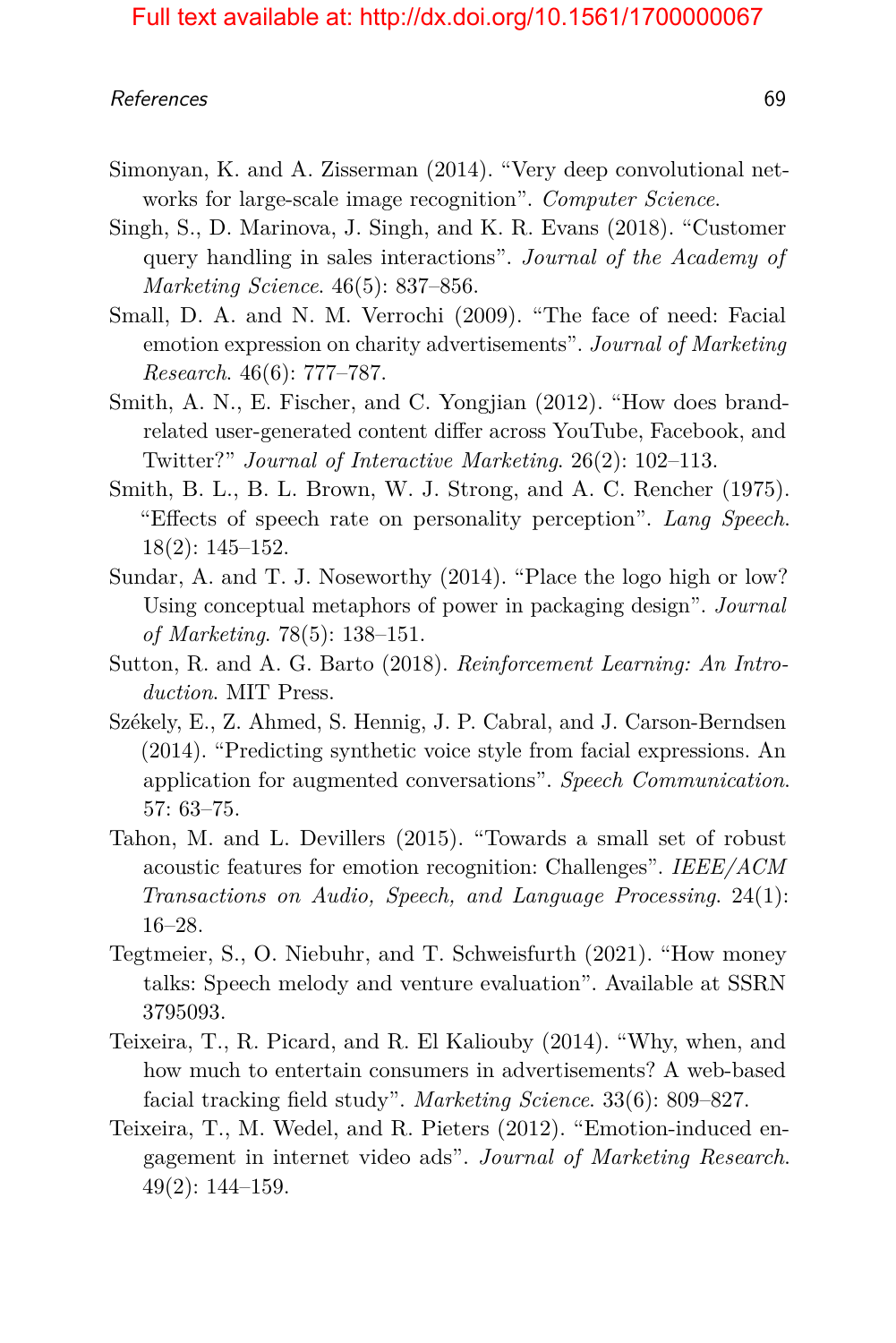Simonyan, K. and A. Zisserman (2014). "Very deep convolutional networks for large-scale image recognition". *Computer Science*.

Singh, S., D. Marinova, J. Singh, and K. R. Evans (2018). "Customer query handling in sales interactions". *Journal of the Academy of Marketing Science*. 46(5): 837–856.

Small, D. A. and N. M. Verrochi (2009). "The face of need: Facial emotion expression on charity advertisements". *Journal of Marketing Research*. 46(6): 777–787.

Smith, A. N., E. Fischer, and C. Yongjian (2012). "How does brand-related user-generated content differ across YouTube, Facebook, and Twitter?" *Journal of Interactive Marketing*. 26(2): 102–113.

Smith, B. L., B. L. Brown, W. J. Strong, and A. C. Rencher (1975). "Effects of speech rate on personality perception". *Lang Speech*. 18(2): 145–152.

Sundar, A. and T. J. Noseworthy (2014). "Place the logo high or low? Using conceptual metaphors of power in packaging design". *Journal of Marketing*. 78(5): 138–151.

Sutton, R. and A. G. Barto (2018). *Reinforcement Learning: An Introduction*. MIT Press.

Székely, E., Z. Ahmed, S. Hennig, J. P. Cabral, and J. Carson-Berndsen (2014). "Predicting synthetic voice style from facial expressions. An application for augmented conversations". *Speech Communication*. 57: 63–75.

Tahon, M. and L. Devillers (2015). "Towards a small set of robust acoustic features for emotion recognition: Challenges". *IEEE/ACM Transactions on Audio, Speech, and Language Processing*. 24(1): 16–28.

Tegtmeier, S., O. Niebuhr, and T. Schweisfurth (2021). "How money talks: Speech melody and venture evaluation". Available at SSRN 3795093.

Teixeira, T., R. Picard, and R. El Kaliouby (2014). "Why, when, and how much to entertain consumers in advertisements? A web-based facial tracking field study". *Marketing Science*. 33(6): 809–827.

Teixeira, T., M. Wedel, and R. Pieters (2012). "Emotion-induced engagement in internet video ads". *Journal of Marketing Research*. 49(2): 144–159.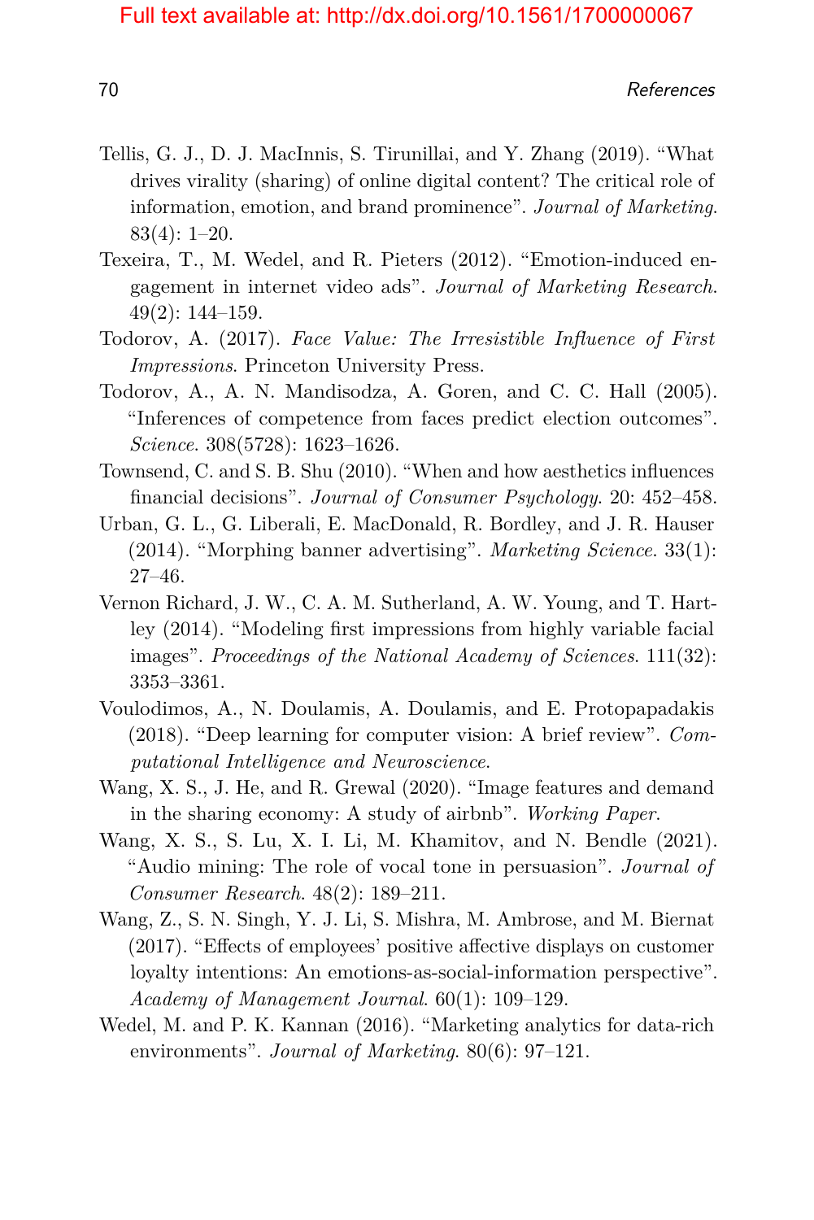Tellis, G. J., D. J. MacInnis, S. Tirunillai, and Y. Zhang (2019). "What drives virality (sharing) of online digital content? The critical role of information, emotion, and brand prominence". *Journal of Marketing*. 83(4): 1–20.

Texeira, T., M. Wedel, and R. Pieters (2012). "Emotion-induced engagement in internet video ads". *Journal of Marketing Research*. 49(2): 144–159.

Todorov, A. (2017). *Face Value: The Irresistible Influence of First Impressions*. Princeton University Press.

Todorov, A., A. N. Mandisodza, A. Goren, and C. C. Hall (2005). "Inferences of competence from faces predict election outcomes". *Science*. 308(5728): 1623–1626.

Townsend, C. and S. B. Shu (2010). "When and how aesthetics influences financial decisions". *Journal of Consumer Psychology*. 20: 452–458.

Urban, G. L., G. Liberali, E. MacDonald, R. Bordley, and J. R. Hauser (2014). "Morphing banner advertising". *Marketing Science*. 33(1): 27–46.

Vernon Richard, J. W., C. A. M. Sutherland, A. W. Young, and T. Hartley (2014). "Modeling first impressions from highly variable facial images". *Proceedings of the National Academy of Sciences*. 111(32): 3353–3361.

Voulodimos, A., N. Doulamis, A. Doulamis, and E. Protopapadakis (2018). "Deep learning for computer vision: A brief review". *Computational Intelligence and Neuroscience*.

Wang, X. S., J. He, and R. Grewal (2020). "Image features and demand in the sharing economy: A study of airbnb". *Working Paper*.

Wang, X. S., S. Lu, X. I. Li, M. Khamitov, and N. Bendle (2021). "Audio mining: The role of vocal tone in persuasion". *Journal of Consumer Research*. 48(2): 189–211.

Wang, Z., S. N. Singh, Y. J. Li, S. Mishra, M. Ambrose, and M. Biernat (2017). "Effects of employees' positive affective displays on customer loyalty intentions: An emotions-as-social-information perspective". *Academy of Management Journal*. 60(1): 109–129.

Wedel, M. and P. K. Kannan (2016). "Marketing analytics for data-rich environments". *Journal of Marketing*. 80(6): 97–121.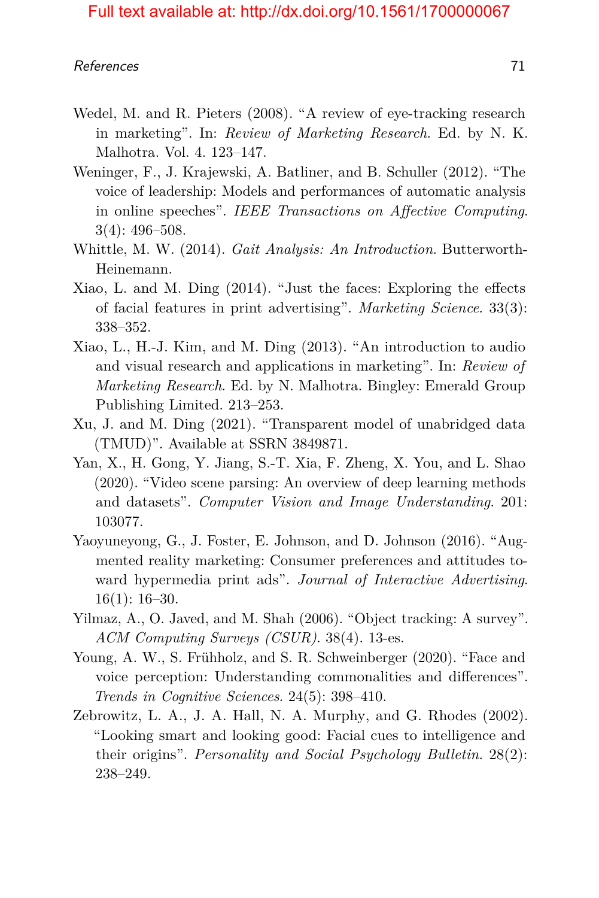Wedel, M. and R. Pieters (2008). "A review of eye-tracking research in marketing". In: *Review of Marketing Research*. Ed. by N. K. Malhotra. Vol. 4. 123–147.

Weninger, F., J. Krajewski, A. Batliner, and B. Schuller (2012). "The voice of leadership: Models and performances of automatic analysis in online speeches". *IEEE Transactions on Affective Computing*. 3(4): 496–508.

Whittle, M. W. (2014). *Gait Analysis: An Introduction*. Butterworth-Heinemann.

Xiao, L. and M. Ding (2014). "Just the faces: Exploring the effects of facial features in print advertising". *Marketing Science*. 33(3): 338–352.

Xiao, L., H.-J. Kim, and M. Ding (2013). "An introduction to audio and visual research and applications in marketing". In: *Review of Marketing Research*. Ed. by N. Malhotra. Bingley: Emerald Group Publishing Limited. 213–253.

Xu, J. and M. Ding (2021). "Transparent model of unabridged data (TMUD)". Available at SSRN 3849871.

Yan, X., H. Gong, Y. Jiang, S.-T. Xia, F. Zheng, X. You, and L. Shao (2020). "Video scene parsing: An overview of deep learning methods and datasets". *Computer Vision and Image Understanding*. 201: 103077.

Yaoyuneyong, G., J. Foster, E. Johnson, and D. Johnson (2016). "Augmented reality marketing: Consumer preferences and attitudes toward hypermedia print ads". *Journal of Interactive Advertising*. 16(1): 16–30.

Yilmaz, A., O. Javed, and M. Shah (2006). "Object tracking: A survey". *ACM Computing Surveys (CSUR)*. 38(4). 13-es.

Young, A. W., S. Frühholz, and S. R. Schweinberger (2020). "Face and voice perception: Understanding commonalities and differences". *Trends in Cognitive Sciences*. 24(5): 398–410.

Zebrowitz, L. A., J. A. Hall, N. A. Murphy, and G. Rhodes (2002). "Looking smart and looking good: Facial cues to intelligence and their origins". *Personality and Social Psychology Bulletin*. 28(2): 238–249.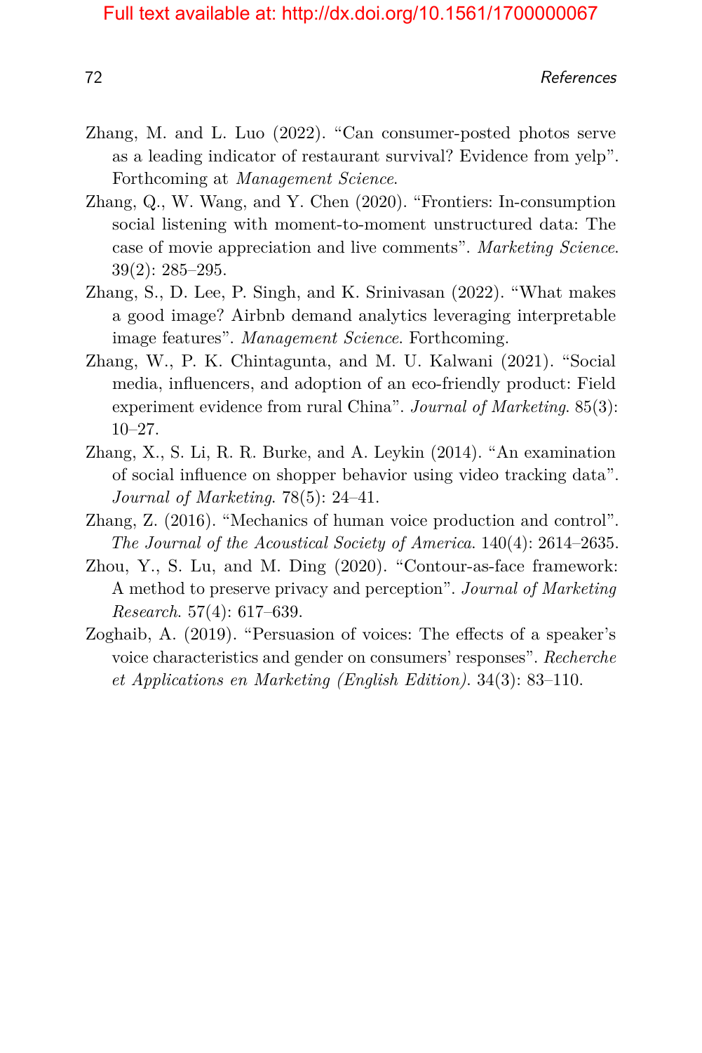Zhang, M. and L. Luo (2022). “Can consumer-posted photos serve as a leading indicator of restaurant survival? Evidence from yelp”. Forthcoming at *Management Science*.

Zhang, Q., W. Wang, and Y. Chen (2020). “Frontiers: In-consumption social listening with moment-to-moment unstructured data: The case of movie appreciation and live comments”. *Marketing Science*. 39(2): 285–295.

Zhang, S., D. Lee, P. Singh, and K. Srinivasan (2022). “What makes a good image? Airbnb demand analytics leveraging interpretable image features”. *Management Science*. Forthcoming.

Zhang, W., P. K. Chintagunta, and M. U. Kalwani (2021). “Social media, influencers, and adoption of an eco-friendly product: Field experiment evidence from rural China”. *Journal of Marketing*. 85(3): 10–27.

Zhang, X., S. Li, R. R. Burke, and A. Leykin (2014). “An examination of social influence on shopper behavior using video tracking data”. *Journal of Marketing*. 78(5): 24–41.

Zhang, Z. (2016). “Mechanics of human voice production and control”. *The Journal of the Acoustical Society of America*. 140(4): 2614–2635.

Zhou, Y., S. Lu, and M. Ding (2020). “Contour-as-face framework: A method to preserve privacy and perception”. *Journal of Marketing Research*. 57(4): 617–639.

Zoghaib, A. (2019). “Persuasion of voices: The effects of a speaker’s voice characteristics and gender on consumers’ responses”. *Recherche et Applications en Marketing (English Edition)*. 34(3): 83–110.